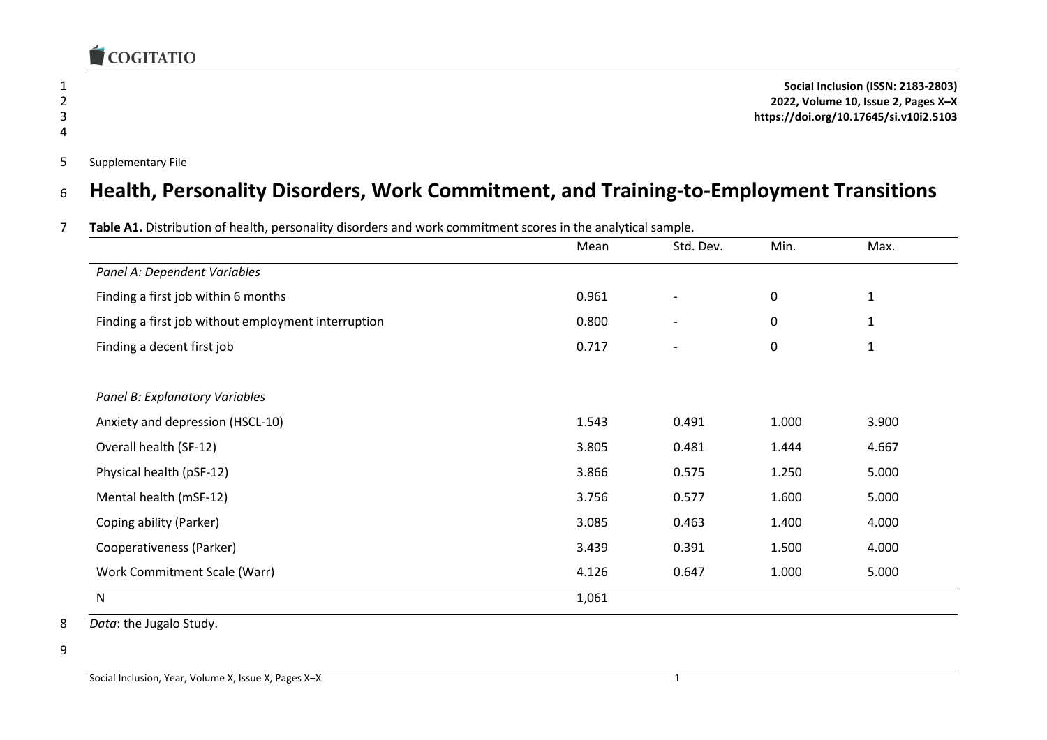Supplementary File

# Health, Personality Disorders, Work Commitment, and Training-to-Employment Transitions

**Table A1.** Distribution of health, personality disorders and work commitment scores in the analytical sample.

| | Mean | Std. Dev. | Min. | Max. |
|---|---|---|---|---|
| *Panel A: Dependent Variables* | | | | |
| Finding a first job within 6 months | 0.961 | - | 0 | 1 |
| Finding a first job without employment interruption | 0.800 | - | 0 | 1 |
| Finding a decent first job | 0.717 | - | 0 | 1 |
| | | | | |
| *Panel B: Explanatory Variables* | | | | |
| Anxiety and depression (HSCL-10) | 1.543 | 0.491 | 1.000 | 3.900 |
| Overall health (SF-12) | 3.805 | 0.481 | 1.444 | 4.667 |
| Physical health (pSF-12) | 3.866 | 0.575 | 1.250 | 5.000 |
| Mental health (mSF-12) | 3.756 | 0.577 | 1.600 | 5.000 |
| Coping ability (Parker) | 3.085 | 0.463 | 1.400 | 4.000 |
| Cooperativeness (Parker) | 3.439 | 0.391 | 1.500 | 4.000 |
| Work Commitment Scale (Warr) | 4.126 | 0.647 | 1.000 | 5.000 |
| N | 1,061 | | | |

*Data*: the Jugalo Study.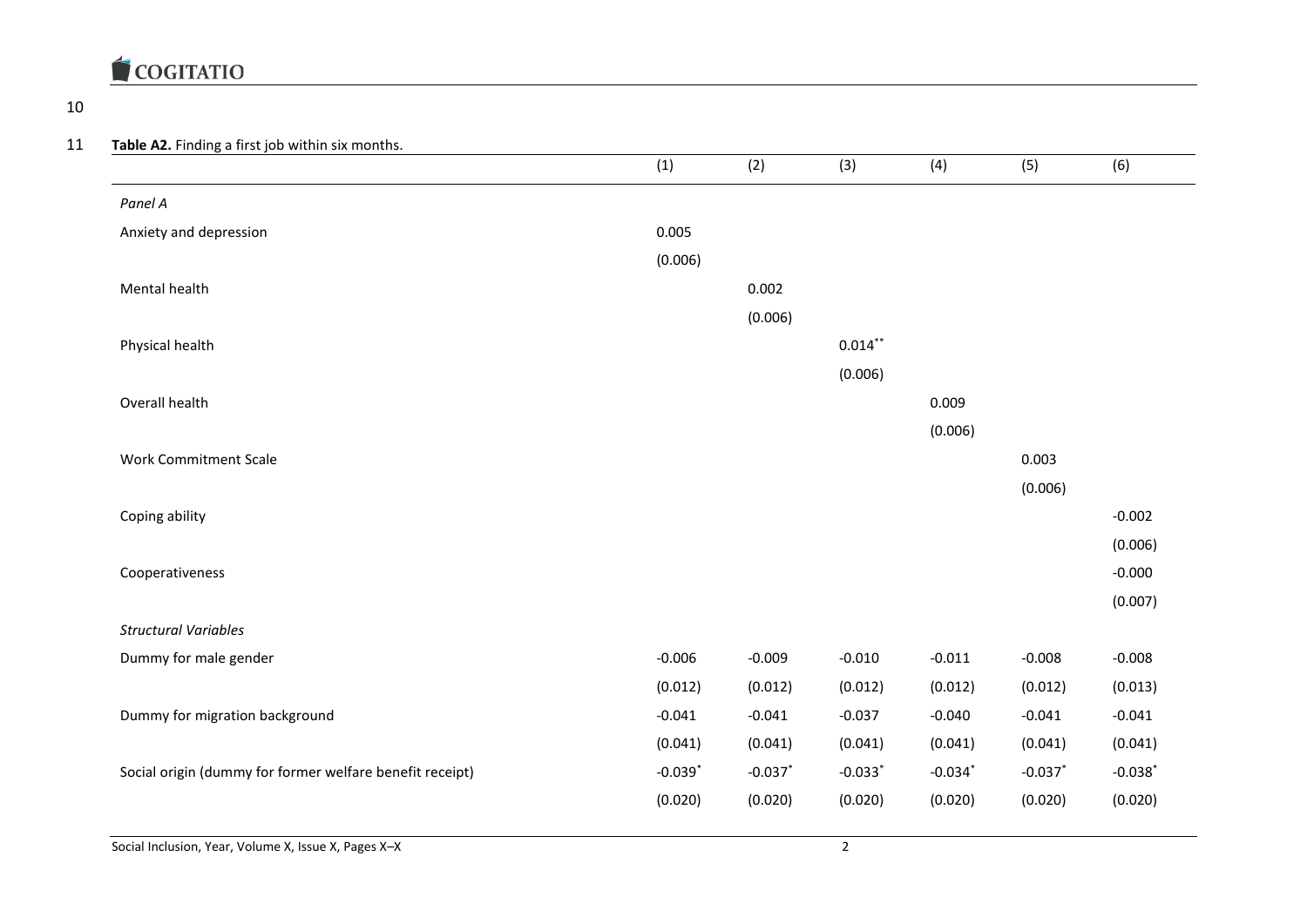**Table A2.** Finding a first job within six months.

| | (1) | (2) | (3) | (4) | (5) | (6) |
|---|---|---|---|---|---|---|
| *Panel A* | | | | | | |
| Anxiety and depression | 0.005 | | | | | |
| | (0.006) | | | | | |
| Mental health | | 0.002 | | | | |
| | | (0.006) | | | | |
| Physical health | | | 0.014** | | | |
| | | | (0.006) | | | |
| Overall health | | | | 0.009 | | |
| | | | | (0.006) | | |
| Work Commitment Scale | | | | | 0.003 | |
| | | | | | (0.006) | |
| Coping ability | | | | | | -0.002 |
| | | | | | | (0.006) |
| Cooperativeness | | | | | | -0.000 |
| | | | | | | (0.007) |
| *Structural Variables* | | | | | | |
| Dummy for male gender | -0.006 | -0.009 | -0.010 | -0.011 | -0.008 | -0.008 |
| | (0.012) | (0.012) | (0.012) | (0.012) | (0.012) | (0.013) |
| Dummy for migration background | -0.041 | -0.041 | -0.037 | -0.040 | -0.041 | -0.041 |
| | (0.041) | (0.041) | (0.041) | (0.041) | (0.041) | (0.041) |
| Social origin (dummy for former welfare benefit receipt) | -0.039* | -0.037* | -0.033* | -0.034* | -0.037* | -0.038* |
| | (0.020) | (0.020) | (0.020) | (0.020) | (0.020) | (0.020) |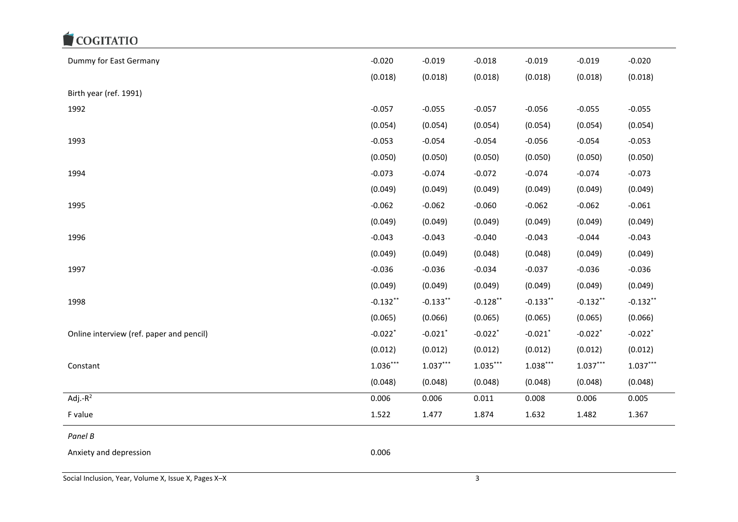| | | | | | | |
|---|---|---|---|---|---|---|
| Dummy for East Germany | -0.020 | -0.019 | -0.018 | -0.019 | -0.019 | -0.020 |
| | (0.018) | (0.018) | (0.018) | (0.018) | (0.018) | (0.018) |
| Birth year (ref. 1991) | | | | | | |
| 1992 | -0.057 | -0.055 | -0.057 | -0.056 | -0.055 | -0.055 |
| | (0.054) | (0.054) | (0.054) | (0.054) | (0.054) | (0.054) |
| 1993 | -0.053 | -0.054 | -0.054 | -0.056 | -0.054 | -0.053 |
| | (0.050) | (0.050) | (0.050) | (0.050) | (0.050) | (0.050) |
| 1994 | -0.073 | -0.074 | -0.072 | -0.074 | -0.074 | -0.073 |
| | (0.049) | (0.049) | (0.049) | (0.049) | (0.049) | (0.049) |
| 1995 | -0.062 | -0.062 | -0.060 | -0.062 | -0.062 | -0.061 |
| | (0.049) | (0.049) | (0.049) | (0.049) | (0.049) | (0.049) |
| 1996 | -0.043 | -0.043 | -0.040 | -0.043 | -0.044 | -0.043 |
| | (0.049) | (0.049) | (0.048) | (0.048) | (0.049) | (0.049) |
| 1997 | -0.036 | -0.036 | -0.034 | -0.037 | -0.036 | -0.036 |
| | (0.049) | (0.049) | (0.049) | (0.049) | (0.049) | (0.049) |
| 1998 | -0.132** | -0.133** | -0.128** | -0.133** | -0.132** | -0.132** |
| | (0.065) | (0.066) | (0.065) | (0.065) | (0.065) | (0.066) |
| Online interview (ref. paper and pencil) | -0.022* | -0.021* | -0.022* | -0.021* | -0.022* | -0.022* |
| | (0.012) | (0.012) | (0.012) | (0.012) | (0.012) | (0.012) |
| Constant | 1.036*** | 1.037*** | 1.035*** | 1.038*** | 1.037*** | 1.037*** |
| | (0.048) | (0.048) | (0.048) | (0.048) | (0.048) | (0.048) |
| Adj.-$R^2$ | 0.006 | 0.006 | 0.011 | 0.008 | 0.006 | 0.005 |
| F value | 1.522 | 1.477 | 1.874 | 1.632 | 1.482 | 1.367 |
| *Panel B* | | | | | | |
| Anxiety and depression | 0.006 | | | | | |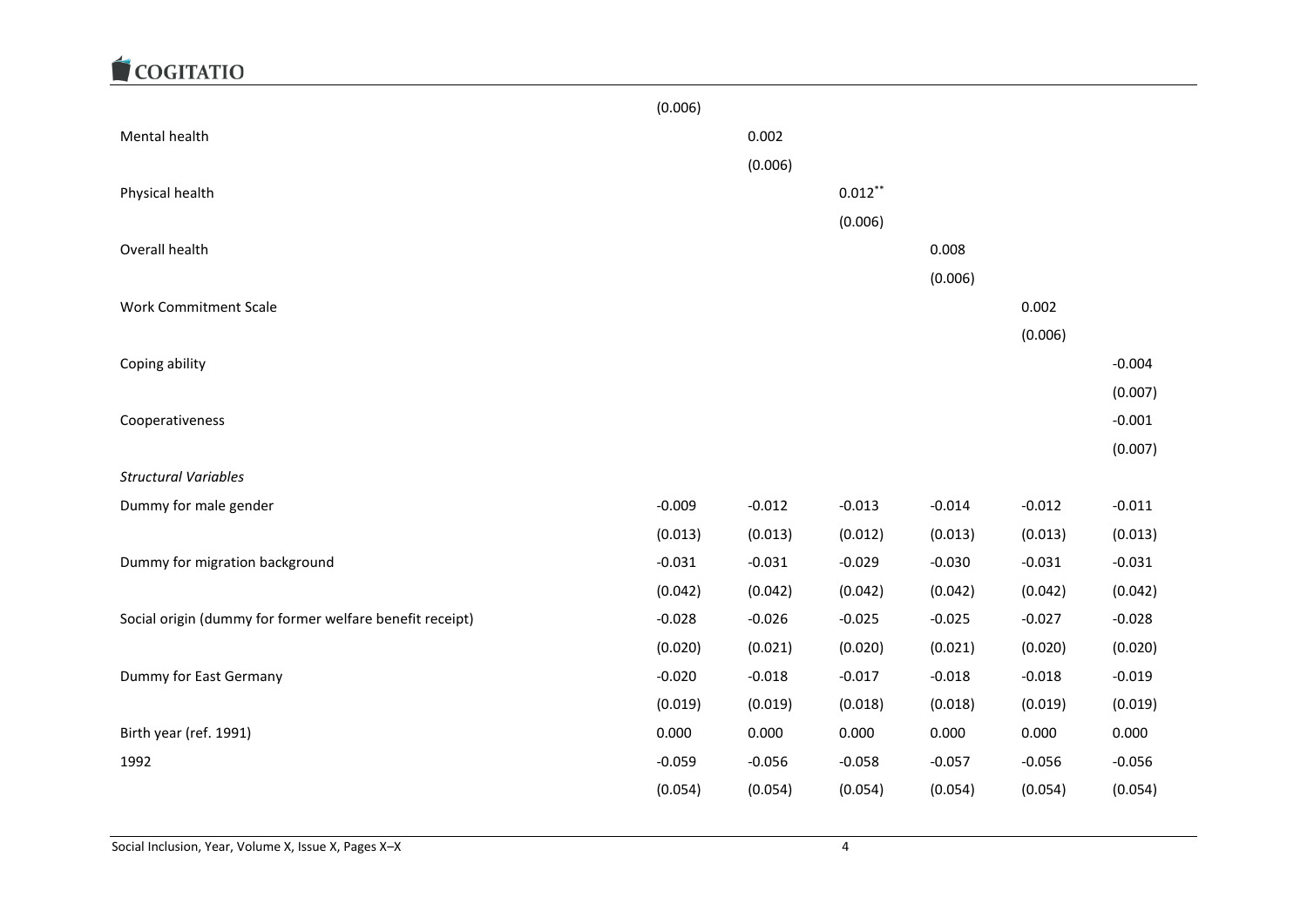| | | | | | | |
|---|---|---|---|---|---|---|
| | (0.006) | | | | | |
| Mental health | | 0.002 | | | | |
| | | (0.006) | | | | |
| Physical health | | | 0.012** | | | |
| | | | (0.006) | | | |
| Overall health | | | | 0.008 | | |
| | | | | (0.006) | | |
| Work Commitment Scale | | | | | 0.002 | |
| | | | | | (0.006) | |
| Coping ability | | | | | | -0.004 |
| | | | | | | (0.007) |
| Cooperativeness | | | | | | -0.001 |
| | | | | | | (0.007) |
| *Structural Variables* | | | | | | |
| Dummy for male gender | -0.009 | -0.012 | -0.013 | -0.014 | -0.012 | -0.011 |
| | (0.013) | (0.013) | (0.012) | (0.013) | (0.013) | (0.013) |
| Dummy for migration background | -0.031 | -0.031 | -0.029 | -0.030 | -0.031 | -0.031 |
| | (0.042) | (0.042) | (0.042) | (0.042) | (0.042) | (0.042) |
| Social origin (dummy for former welfare benefit receipt) | -0.028 | -0.026 | -0.025 | -0.025 | -0.027 | -0.028 |
| | (0.020) | (0.021) | (0.020) | (0.021) | (0.020) | (0.020) |
| Dummy for East Germany | -0.020 | -0.018 | -0.017 | -0.018 | -0.018 | -0.019 |
| | (0.019) | (0.019) | (0.018) | (0.018) | (0.019) | (0.019) |
| Birth year (ref. 1991) | 0.000 | 0.000 | 0.000 | 0.000 | 0.000 | 0.000 |
| 1992 | -0.059 | -0.056 | -0.058 | -0.057 | -0.056 | -0.056 |
| | (0.054) | (0.054) | (0.054) | (0.054) | (0.054) | (0.054) |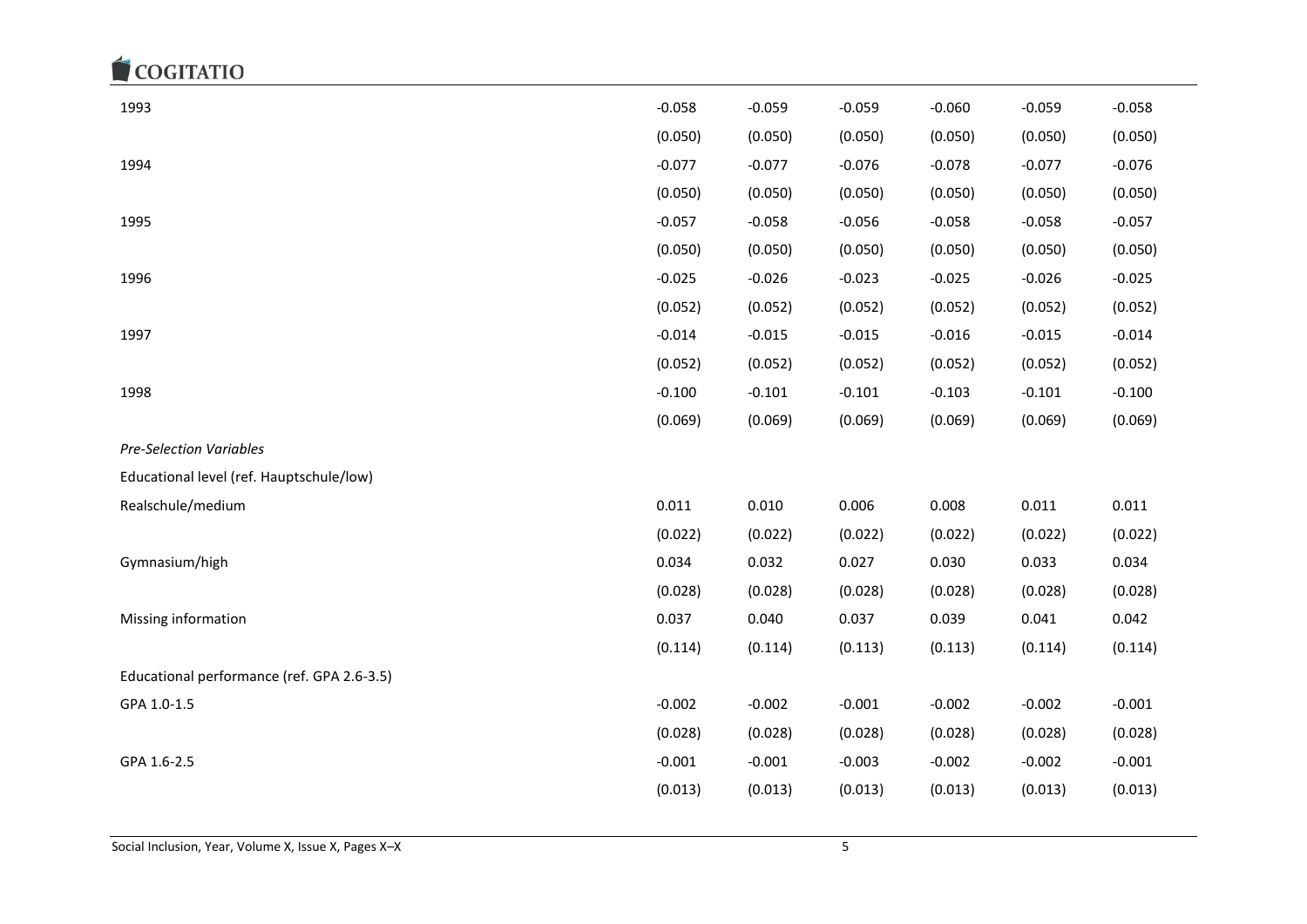| | | | | | | |
|---|---|---|---|---|---|---|
| 1993 | -0.058 | -0.059 | -0.059 | -0.060 | -0.059 | -0.058 |
| | (0.050) | (0.050) | (0.050) | (0.050) | (0.050) | (0.050) |
| 1994 | -0.077 | -0.077 | -0.076 | -0.078 | -0.077 | -0.076 |
| | (0.050) | (0.050) | (0.050) | (0.050) | (0.050) | (0.050) |
| 1995 | -0.057 | -0.058 | -0.056 | -0.058 | -0.058 | -0.057 |
| | (0.050) | (0.050) | (0.050) | (0.050) | (0.050) | (0.050) |
| 1996 | -0.025 | -0.026 | -0.023 | -0.025 | -0.026 | -0.025 |
| | (0.052) | (0.052) | (0.052) | (0.052) | (0.052) | (0.052) |
| 1997 | -0.014 | -0.015 | -0.015 | -0.016 | -0.015 | -0.014 |
| | (0.052) | (0.052) | (0.052) | (0.052) | (0.052) | (0.052) |
| 1998 | -0.100 | -0.101 | -0.101 | -0.103 | -0.101 | -0.100 |
| | (0.069) | (0.069) | (0.069) | (0.069) | (0.069) | (0.069) |
| *Pre-Selection Variables* | | | | | | |
| Educational level (ref. Hauptschule/low) | | | | | | |
| Realschule/medium | 0.011 | 0.010 | 0.006 | 0.008 | 0.011 | 0.011 |
| | (0.022) | (0.022) | (0.022) | (0.022) | (0.022) | (0.022) |
| Gymnasium/high | 0.034 | 0.032 | 0.027 | 0.030 | 0.033 | 0.034 |
| | (0.028) | (0.028) | (0.028) | (0.028) | (0.028) | (0.028) |
| Missing information | 0.037 | 0.040 | 0.037 | 0.039 | 0.041 | 0.042 |
| | (0.114) | (0.114) | (0.113) | (0.113) | (0.114) | (0.114) |
| Educational performance (ref. GPA 2.6-3.5) | | | | | | |
| GPA 1.0-1.5 | -0.002 | -0.002 | -0.001 | -0.002 | -0.002 | -0.001 |
| | (0.028) | (0.028) | (0.028) | (0.028) | (0.028) | (0.028) |
| GPA 1.6-2.5 | -0.001 | -0.001 | -0.003 | -0.002 | -0.002 | -0.001 |
| | (0.013) | (0.013) | (0.013) | (0.013) | (0.013) | (0.013) |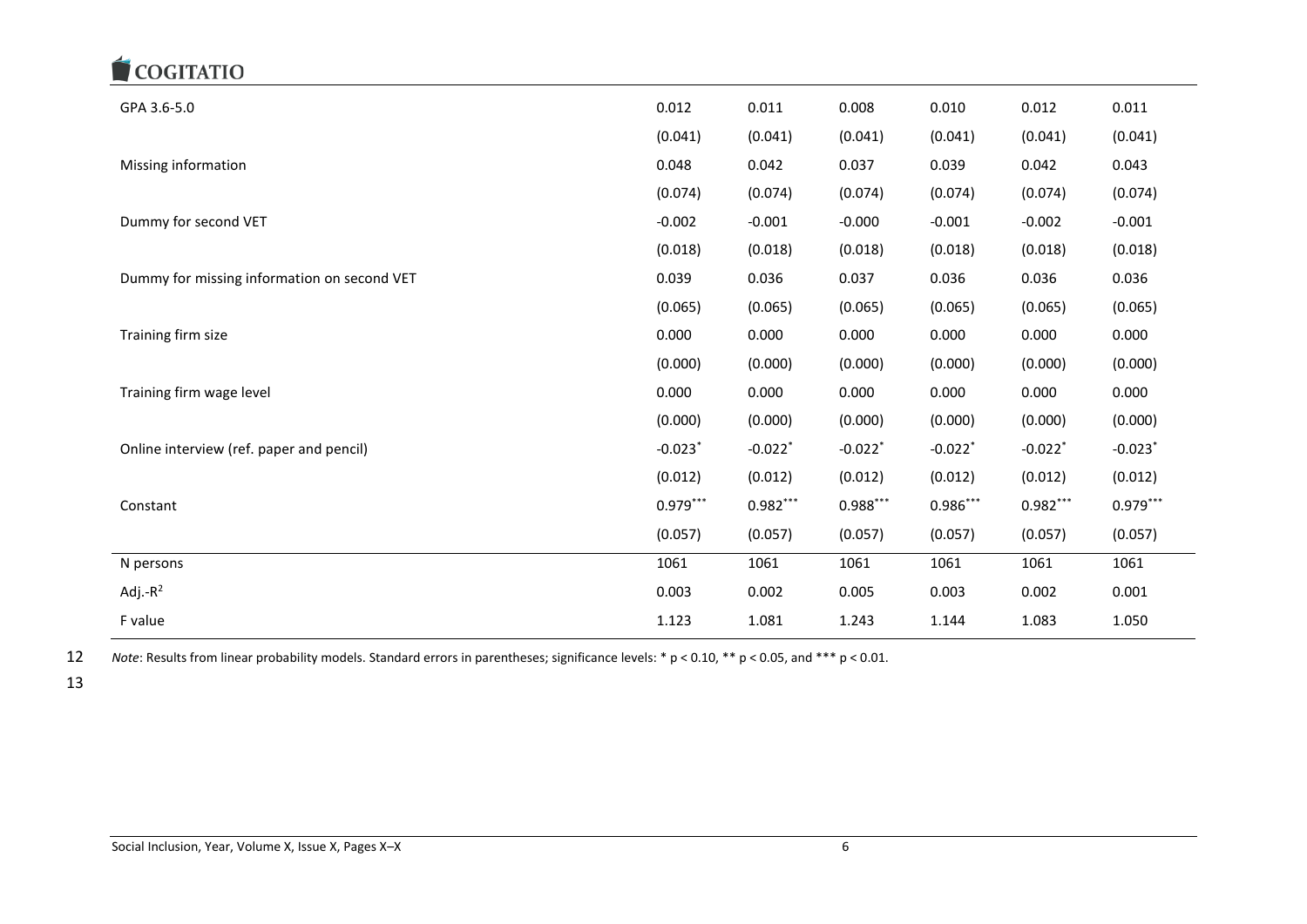| | | | | | | |
|---|---|---|---|---|---|---|
| GPA 3.6-5.0 | 0.012 | 0.011 | 0.008 | 0.010 | 0.012 | 0.011 |
| | (0.041) | (0.041) | (0.041) | (0.041) | (0.041) | (0.041) |
| Missing information | 0.048 | 0.042 | 0.037 | 0.039 | 0.042 | 0.043 |
| | (0.074) | (0.074) | (0.074) | (0.074) | (0.074) | (0.074) |
| Dummy for second VET | -0.002 | -0.001 | -0.000 | -0.001 | -0.002 | -0.001 |
| | (0.018) | (0.018) | (0.018) | (0.018) | (0.018) | (0.018) |
| Dummy for missing information on second VET | 0.039 | 0.036 | 0.037 | 0.036 | 0.036 | 0.036 |
| | (0.065) | (0.065) | (0.065) | (0.065) | (0.065) | (0.065) |
| Training firm size | 0.000 | 0.000 | 0.000 | 0.000 | 0.000 | 0.000 |
| | (0.000) | (0.000) | (0.000) | (0.000) | (0.000) | (0.000) |
| Training firm wage level | 0.000 | 0.000 | 0.000 | 0.000 | 0.000 | 0.000 |
| | (0.000) | (0.000) | (0.000) | (0.000) | (0.000) | (0.000) |
| Online interview (ref. paper and pencil) | -0.023* | -0.022* | -0.022* | -0.022* | -0.022* | -0.023* |
| | (0.012) | (0.012) | (0.012) | (0.012) | (0.012) | (0.012) |
| Constant | 0.979*** | 0.982*** | 0.988*** | 0.986*** | 0.982*** | 0.979*** |
| | (0.057) | (0.057) | (0.057) | (0.057) | (0.057) | (0.057) |
| N persons | 1061 | 1061 | 1061 | 1061 | 1061 | 1061 |
| Adj.-$R^2$ | 0.003 | 0.002 | 0.005 | 0.003 | 0.002 | 0.001 |
| F value | 1.123 | 1.081 | 1.243 | 1.144 | 1.083 | 1.050 |

*Note*: Results from linear probability models. Standard errors in parentheses; significance levels: * $p < 0.10$, ** $p < 0.05$, and *** $p < 0.01$.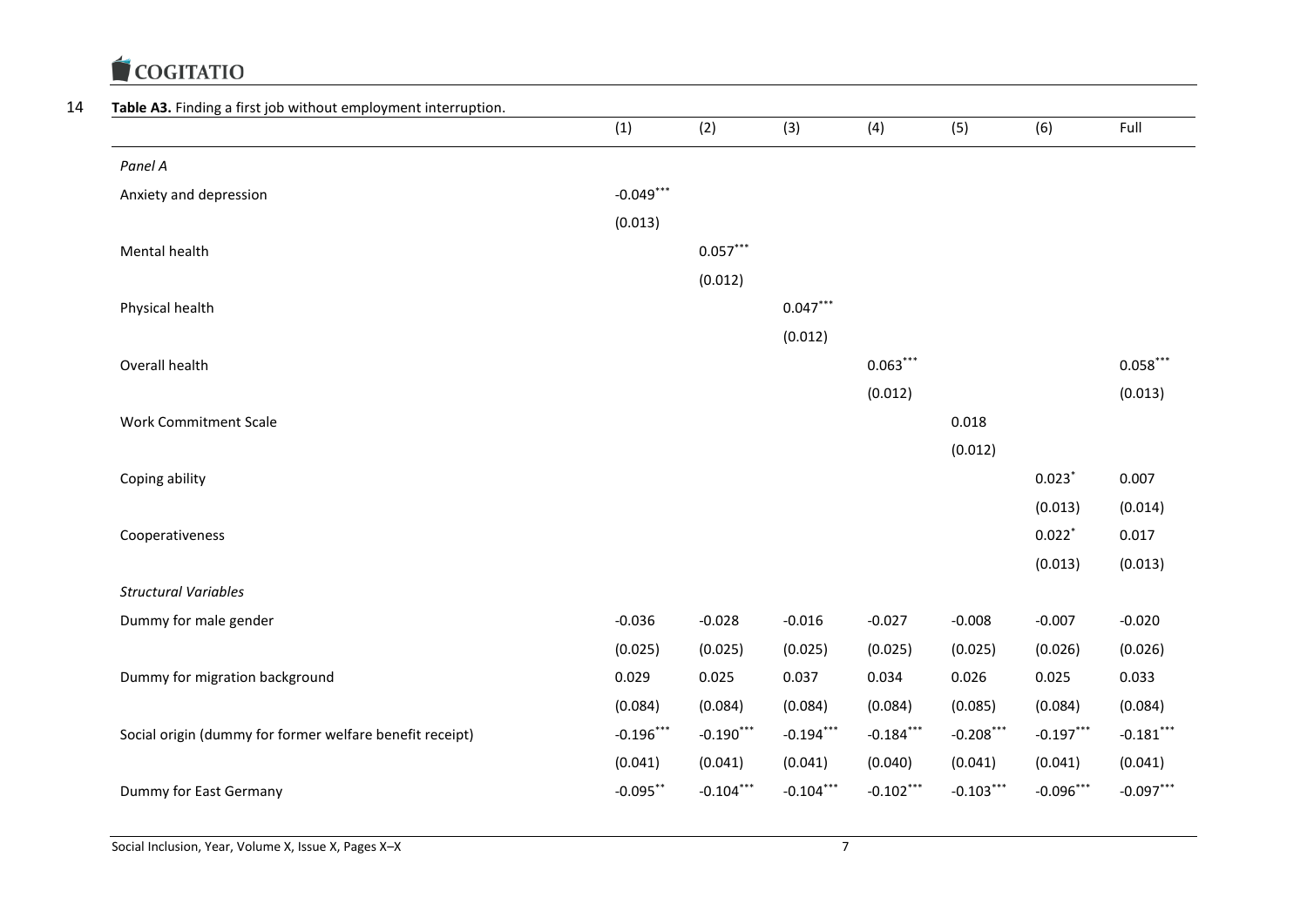**Table A3.** Finding a first job without employment interruption.

| | (1) | (2) | (3) | (4) | (5) | (6) | Full |
|---|---|---|---|---|---|---|---|
| *Panel A* | | | | | | | |
| Anxiety and depression | -0.049*** | | | | | | |
| | (0.013) | | | | | | |
| Mental health | | 0.057*** | | | | | |
| | | (0.012) | | | | | |
| Physical health | | | 0.047*** | | | | |
| | | | (0.012) | | | | |
| Overall health | | | | 0.063*** | | | 0.058*** |
| | | | | (0.012) | | | (0.013) |
| Work Commitment Scale | | | | | 0.018 | | |
| | | | | | (0.012) | | |
| Coping ability | | | | | | 0.023* | 0.007 |
| | | | | | | (0.013) | (0.014) |
| Cooperativeness | | | | | | 0.022* | 0.017 |
| | | | | | | (0.013) | (0.013) |
| *Structural Variables* | | | | | | | |
| Dummy for male gender | -0.036 | -0.028 | -0.016 | -0.027 | -0.008 | -0.007 | -0.020 |
| | (0.025) | (0.025) | (0.025) | (0.025) | (0.025) | (0.026) | (0.026) |
| Dummy for migration background | 0.029 | 0.025 | 0.037 | 0.034 | 0.026 | 0.025 | 0.033 |
| | (0.084) | (0.084) | (0.084) | (0.084) | (0.085) | (0.084) | (0.084) |
| Social origin (dummy for former welfare benefit receipt) | -0.196*** | -0.190*** | -0.194*** | -0.184*** | -0.208*** | -0.197*** | -0.181*** |
| | (0.041) | (0.041) | (0.041) | (0.040) | (0.041) | (0.041) | (0.041) |
| Dummy for East Germany | -0.095** | -0.104*** | -0.104*** | -0.102*** | -0.103*** | -0.096*** | -0.097*** |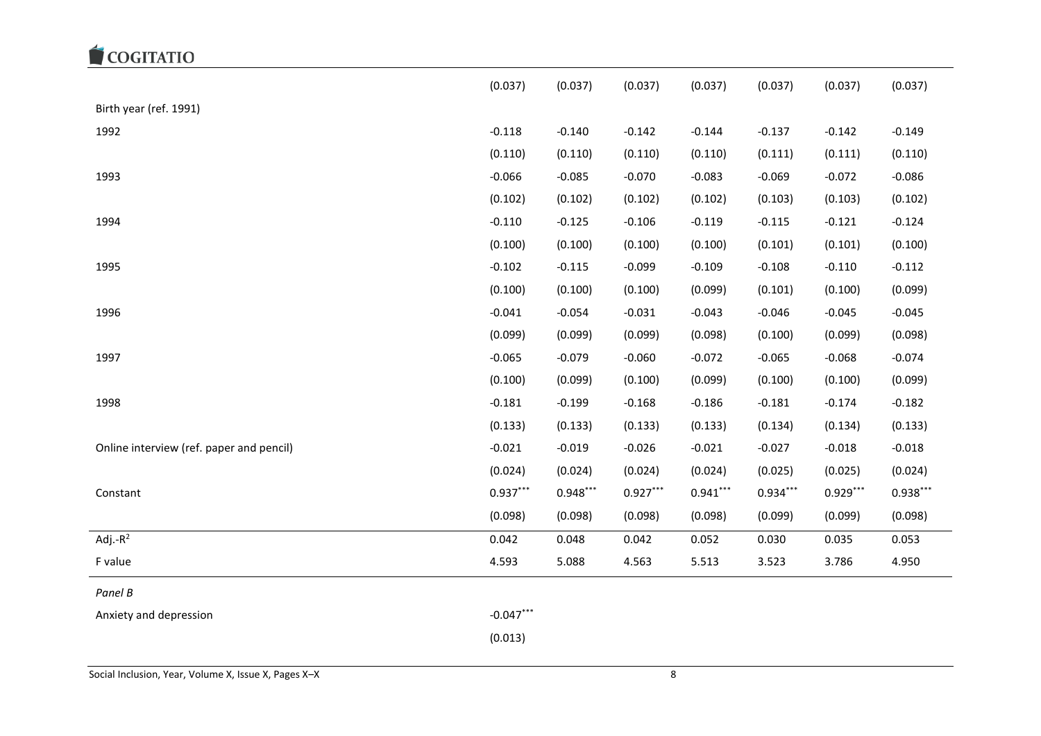| | | | | | | | |
|---|---|---|---|---|---|---|---|
| | (0.037) | (0.037) | (0.037) | (0.037) | (0.037) | (0.037) | (0.037) |
| Birth year (ref. 1991) | | | | | | | |
| 1992 | -0.118 | -0.140 | -0.142 | -0.144 | -0.137 | -0.142 | -0.149 |
| | (0.110) | (0.110) | (0.110) | (0.110) | (0.111) | (0.111) | (0.110) |
| 1993 | -0.066 | -0.085 | -0.070 | -0.083 | -0.069 | -0.072 | -0.086 |
| | (0.102) | (0.102) | (0.102) | (0.102) | (0.103) | (0.103) | (0.102) |
| 1994 | -0.110 | -0.125 | -0.106 | -0.119 | -0.115 | -0.121 | -0.124 |
| | (0.100) | (0.100) | (0.100) | (0.100) | (0.101) | (0.101) | (0.100) |
| 1995 | -0.102 | -0.115 | -0.099 | -0.109 | -0.108 | -0.110 | -0.112 |
| | (0.100) | (0.100) | (0.100) | (0.099) | (0.101) | (0.100) | (0.099) |
| 1996 | -0.041 | -0.054 | -0.031 | -0.043 | -0.046 | -0.045 | -0.045 |
| | (0.099) | (0.099) | (0.099) | (0.098) | (0.100) | (0.099) | (0.098) |
| 1997 | -0.065 | -0.079 | -0.060 | -0.072 | -0.065 | -0.068 | -0.074 |
| | (0.100) | (0.099) | (0.100) | (0.099) | (0.100) | (0.100) | (0.099) |
| 1998 | -0.181 | -0.199 | -0.168 | -0.186 | -0.181 | -0.174 | -0.182 |
| | (0.133) | (0.133) | (0.133) | (0.133) | (0.134) | (0.134) | (0.133) |
| Online interview (ref. paper and pencil) | -0.021 | -0.019 | -0.026 | -0.021 | -0.027 | -0.018 | -0.018 |
| | (0.024) | (0.024) | (0.024) | (0.024) | (0.025) | (0.025) | (0.024) |
| Constant | 0.937*** | 0.948*** | 0.927*** | 0.941*** | 0.934*** | 0.929*** | 0.938*** |
| | (0.098) | (0.098) | (0.098) | (0.098) | (0.099) | (0.099) | (0.098) |
| Adj.-$R^2$ | 0.042 | 0.048 | 0.042 | 0.052 | 0.030 | 0.035 | 0.053 |
| F value | 4.593 | 5.088 | 4.563 | 5.513 | 3.523 | 3.786 | 4.950 |
| *Panel B* | | | | | | | |
| Anxiety and depression | -0.047*** | | | | | | |
| | (0.013) | | | | | | |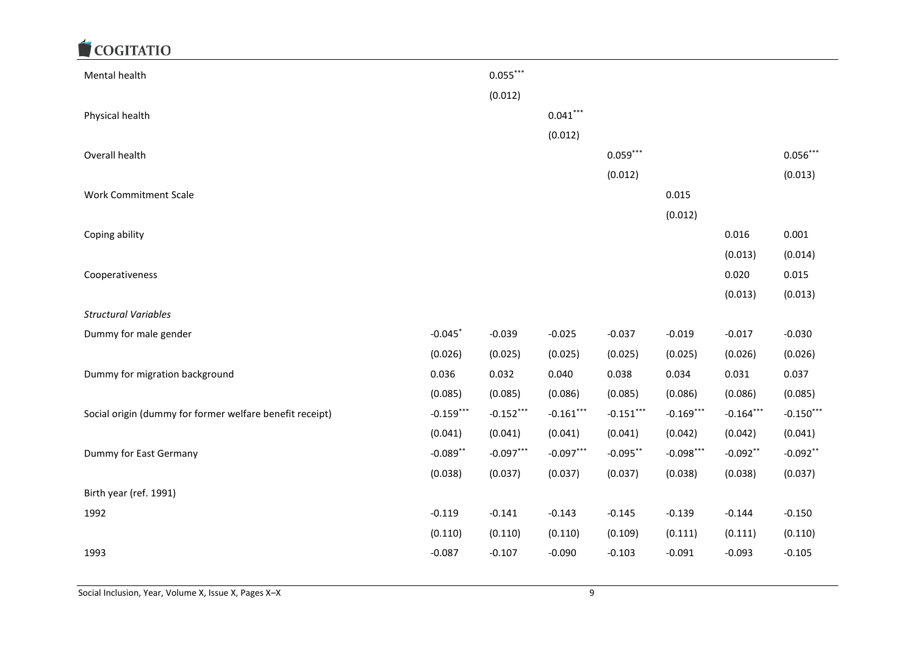| | (1) | (2) | (3) | (4) | (5) | (6) | (7) |
|---|---|---|---|---|---|---|---|
| Mental health | | 0.055*** | | | | | |
| | | (0.012) | | | | | |
| Physical health | | | 0.041*** | | | | |
| | | | (0.012) | | | | |
| Overall health | | | | 0.059*** | | | 0.056*** |
| | | | | (0.012) | | | (0.013) |
| Work Commitment Scale | | | | | 0.015 | | |
| | | | | | (0.012) | | |
| Coping ability | | | | | | 0.016 | 0.001 |
| | | | | | | (0.013) | (0.014) |
| Cooperativeness | | | | | | 0.020 | 0.015 |
| | | | | | | (0.013) | (0.013) |
| *Structural Variables* | | | | | | | |
| Dummy for male gender | -0.045* | -0.039 | -0.025 | -0.037 | -0.019 | -0.017 | -0.030 |
| | (0.026) | (0.025) | (0.025) | (0.025) | (0.025) | (0.026) | (0.026) |
| Dummy for migration background | 0.036 | 0.032 | 0.040 | 0.038 | 0.034 | 0.031 | 0.037 |
| | (0.085) | (0.085) | (0.086) | (0.085) | (0.086) | (0.086) | (0.085) |
| Social origin (dummy for former welfare benefit receipt) | -0.159*** | -0.152*** | -0.161*** | -0.151*** | -0.169*** | -0.164*** | -0.150*** |
| | (0.041) | (0.041) | (0.041) | (0.041) | (0.042) | (0.042) | (0.041) |
| Dummy for East Germany | -0.089** | -0.097*** | -0.097*** | -0.095** | -0.098*** | -0.092** | -0.092** |
| | (0.038) | (0.037) | (0.037) | (0.037) | (0.038) | (0.038) | (0.037) |
| Birth year (ref. 1991) | | | | | | | |
| 1992 | -0.119 | -0.141 | -0.143 | -0.145 | -0.139 | -0.144 | -0.150 |
| | (0.110) | (0.110) | (0.110) | (0.109) | (0.111) | (0.111) | (0.110) |
| 1993 | -0.087 | -0.107 | -0.090 | -0.103 | -0.091 | -0.093 | -0.105 |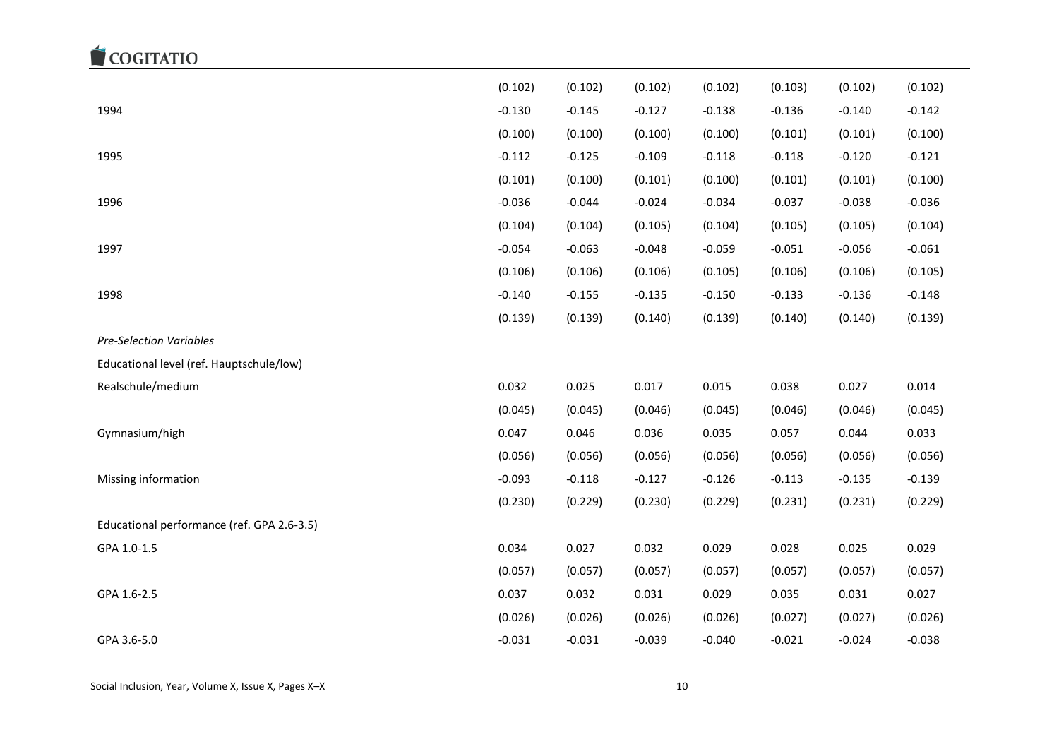| | | | | | | | |
|---|---|---|---|---|---|---|---|
| | (0.102) | (0.102) | (0.102) | (0.102) | (0.103) | (0.102) | (0.102) |
| 1994 | -0.130 | -0.145 | -0.127 | -0.138 | -0.136 | -0.140 | -0.142 |
| | (0.100) | (0.100) | (0.100) | (0.100) | (0.101) | (0.101) | (0.100) |
| 1995 | -0.112 | -0.125 | -0.109 | -0.118 | -0.118 | -0.120 | -0.121 |
| | (0.101) | (0.100) | (0.101) | (0.100) | (0.101) | (0.101) | (0.100) |
| 1996 | -0.036 | -0.044 | -0.024 | -0.034 | -0.037 | -0.038 | -0.036 |
| | (0.104) | (0.104) | (0.105) | (0.104) | (0.105) | (0.105) | (0.104) |
| 1997 | -0.054 | -0.063 | -0.048 | -0.059 | -0.051 | -0.056 | -0.061 |
| | (0.106) | (0.106) | (0.106) | (0.105) | (0.106) | (0.106) | (0.105) |
| 1998 | -0.140 | -0.155 | -0.135 | -0.150 | -0.133 | -0.136 | -0.148 |
| | (0.139) | (0.139) | (0.140) | (0.139) | (0.140) | (0.140) | (0.139) |
| *Pre-Selection Variables* | | | | | | | |
| Educational level (ref. Hauptschule/low) | | | | | | | |
| Realschule/medium | 0.032 | 0.025 | 0.017 | 0.015 | 0.038 | 0.027 | 0.014 |
| | (0.045) | (0.045) | (0.046) | (0.045) | (0.046) | (0.046) | (0.045) |
| Gymnasium/high | 0.047 | 0.046 | 0.036 | 0.035 | 0.057 | 0.044 | 0.033 |
| | (0.056) | (0.056) | (0.056) | (0.056) | (0.056) | (0.056) | (0.056) |
| Missing information | -0.093 | -0.118 | -0.127 | -0.126 | -0.113 | -0.135 | -0.139 |
| | (0.230) | (0.229) | (0.230) | (0.229) | (0.231) | (0.231) | (0.229) |
| Educational performance (ref. GPA 2.6-3.5) | | | | | | | |
| GPA 1.0-1.5 | 0.034 | 0.027 | 0.032 | 0.029 | 0.028 | 0.025 | 0.029 |
| | (0.057) | (0.057) | (0.057) | (0.057) | (0.057) | (0.057) | (0.057) |
| GPA 1.6-2.5 | 0.037 | 0.032 | 0.031 | 0.029 | 0.035 | 0.031 | 0.027 |
| | (0.026) | (0.026) | (0.026) | (0.026) | (0.027) | (0.027) | (0.026) |
| GPA 3.6-5.0 | -0.031 | -0.031 | -0.039 | -0.040 | -0.021 | -0.024 | -0.038 |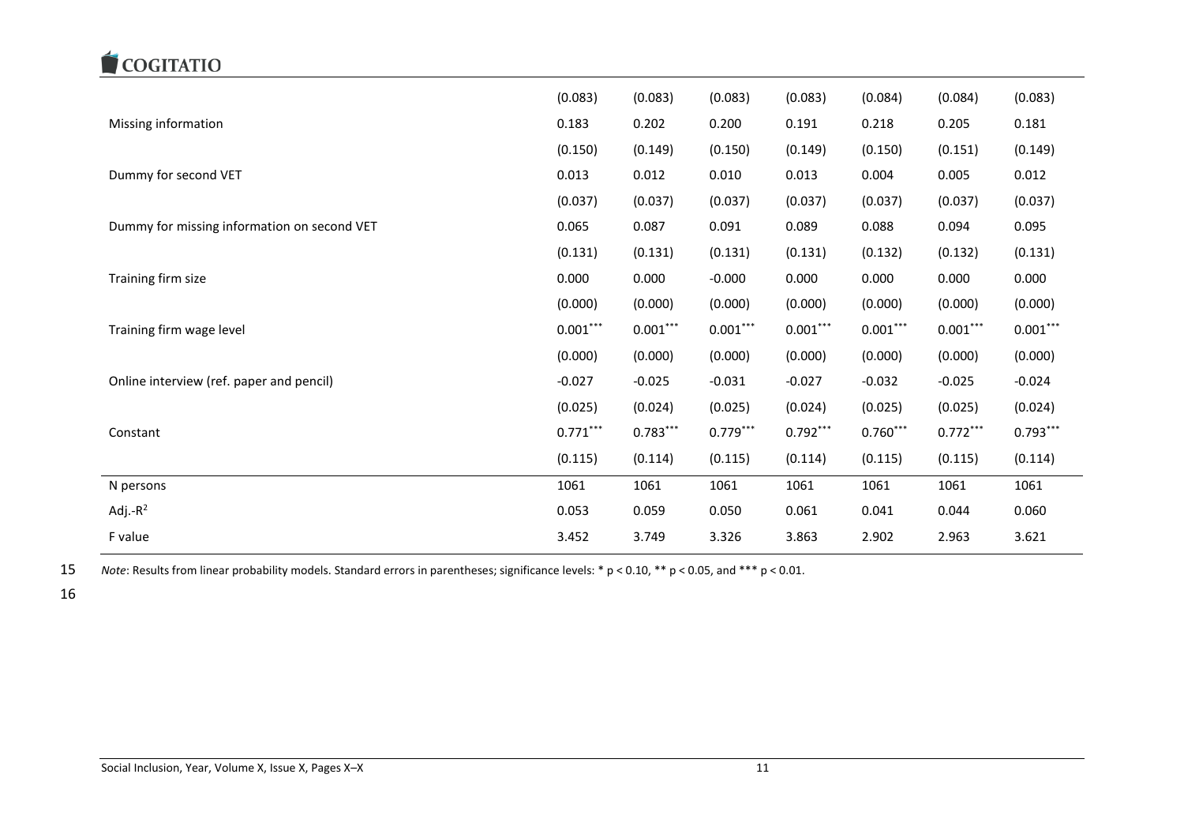| | | | | | | | |
|---|---|---|---|---|---|---|---|
| | (0.083) | (0.083) | (0.083) | (0.083) | (0.084) | (0.084) | (0.083) |
| Missing information | 0.183 | 0.202 | 0.200 | 0.191 | 0.218 | 0.205 | 0.181 |
| | (0.150) | (0.149) | (0.150) | (0.149) | (0.150) | (0.151) | (0.149) |
| Dummy for second VET | 0.013 | 0.012 | 0.010 | 0.013 | 0.004 | 0.005 | 0.012 |
| | (0.037) | (0.037) | (0.037) | (0.037) | (0.037) | (0.037) | (0.037) |
| Dummy for missing information on second VET | 0.065 | 0.087 | 0.091 | 0.089 | 0.088 | 0.094 | 0.095 |
| | (0.131) | (0.131) | (0.131) | (0.131) | (0.132) | (0.132) | (0.131) |
| Training firm size | 0.000 | 0.000 | -0.000 | 0.000 | 0.000 | 0.000 | 0.000 |
| | (0.000) | (0.000) | (0.000) | (0.000) | (0.000) | (0.000) | (0.000) |
| Training firm wage level | 0.001*** | 0.001*** | 0.001*** | 0.001*** | 0.001*** | 0.001*** | 0.001*** |
| | (0.000) | (0.000) | (0.000) | (0.000) | (0.000) | (0.000) | (0.000) |
| Online interview (ref. paper and pencil) | -0.027 | -0.025 | -0.031 | -0.027 | -0.032 | -0.025 | -0.024 |
| | (0.025) | (0.024) | (0.025) | (0.024) | (0.025) | (0.025) | (0.024) |
| Constant | 0.771*** | 0.783*** | 0.779*** | 0.792*** | 0.760*** | 0.772*** | 0.793*** |
| | (0.115) | (0.114) | (0.115) | (0.114) | (0.115) | (0.115) | (0.114) |
| N persons | 1061 | 1061 | 1061 | 1061 | 1061 | 1061 | 1061 |
| Adj.-$R^2$ | 0.053 | 0.059 | 0.050 | 0.061 | 0.041 | 0.044 | 0.060 |
| F value | 3.452 | 3.749 | 3.326 | 3.863 | 2.902 | 2.963 | 3.621 |

*Note*: Results from linear probability models. Standard errors in parentheses; significance levels: * p < 0.10, ** p < 0.05, and *** p < 0.01.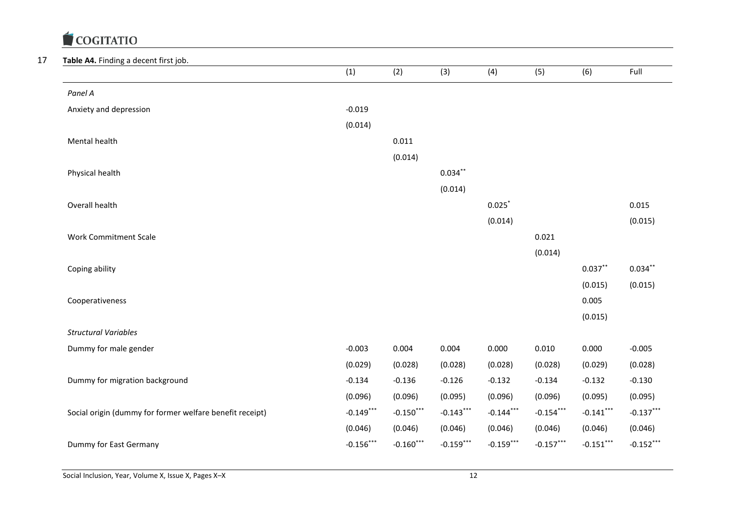**Table A4.** Finding a decent first job.

| | (1) | (2) | (3) | (4) | (5) | (6) | Full |
|---|---|---|---|---|---|---|---|
| *Panel A* | | | | | | | |
| Anxiety and depression | -0.019 | | | | | | |
| | (0.014) | | | | | | |
| Mental health | | 0.011 | | | | | |
| | | (0.014) | | | | | |
| Physical health | | | 0.034** | | | | |
| | | | (0.014) | | | | |
| Overall health | | | | 0.025* | | | 0.015 |
| | | | | (0.014) | | | (0.015) |
| Work Commitment Scale | | | | | 0.021 | | |
| | | | | | (0.014) | | |
| Coping ability | | | | | | 0.037** | 0.034** |
| | | | | | | (0.015) | (0.015) |
| Cooperativeness | | | | | | 0.005 | |
| | | | | | | (0.015) | |
| *Structural Variables* | | | | | | | |
| Dummy for male gender | -0.003 | 0.004 | 0.004 | 0.000 | 0.010 | 0.000 | -0.005 |
| | (0.029) | (0.028) | (0.028) | (0.028) | (0.028) | (0.029) | (0.028) |
| Dummy for migration background | -0.134 | -0.136 | -0.126 | -0.132 | -0.134 | -0.132 | -0.130 |
| | (0.096) | (0.096) | (0.095) | (0.096) | (0.096) | (0.095) | (0.095) |
| Social origin (dummy for former welfare benefit receipt) | -0.149*** | -0.150*** | -0.143*** | -0.144*** | -0.154*** | -0.141*** | -0.137*** |
| | (0.046) | (0.046) | (0.046) | (0.046) | (0.046) | (0.046) | (0.046) |
| Dummy for East Germany | -0.156*** | -0.160*** | -0.159*** | -0.159*** | -0.157*** | -0.151*** | -0.152*** |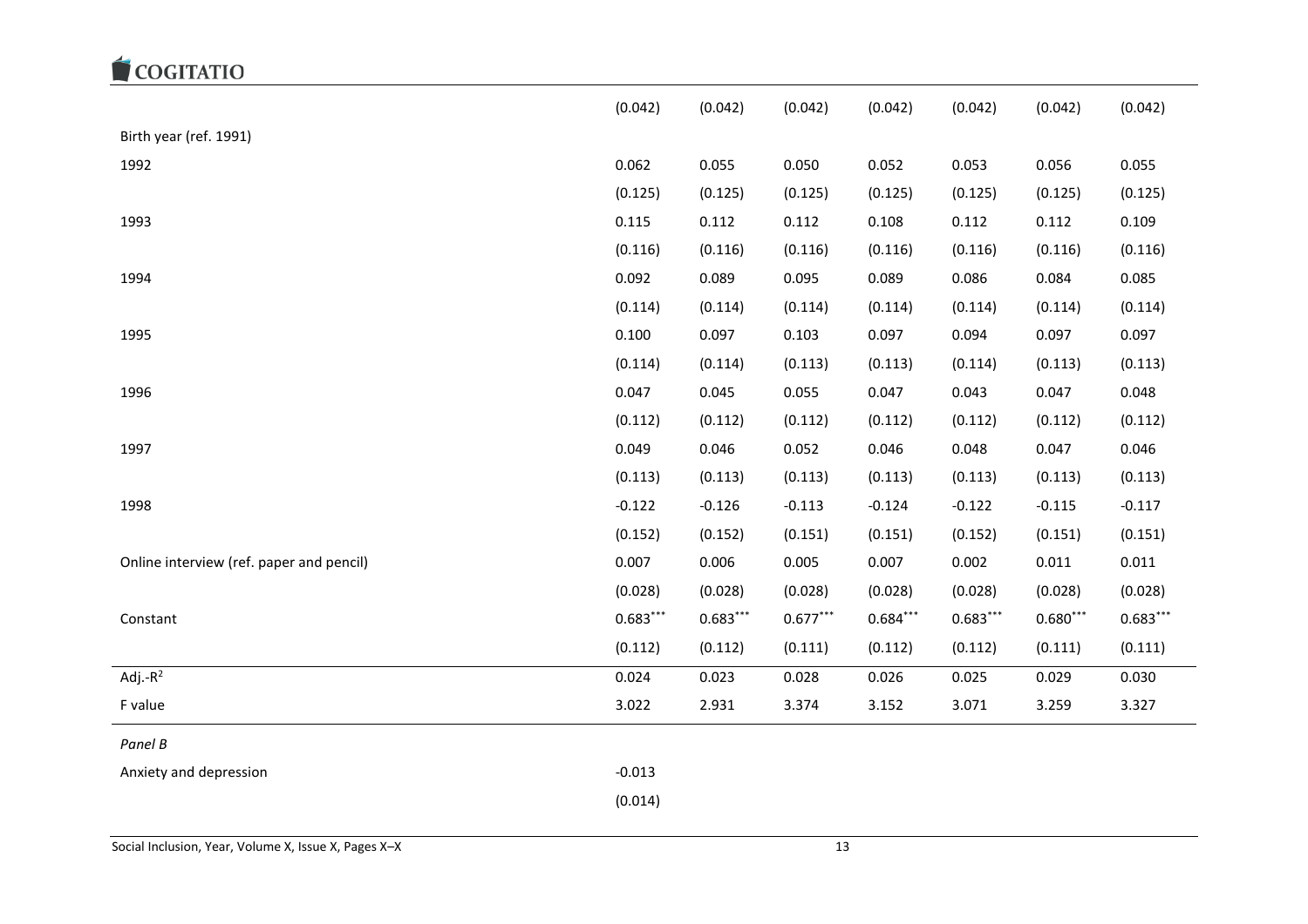| | | | | | | | |
|---|---|---|---|---|---|---|---|
| | (0.042) | (0.042) | (0.042) | (0.042) | (0.042) | (0.042) | (0.042) |
| Birth year (ref. 1991) | | | | | | | |
| 1992 | 0.062 | 0.055 | 0.050 | 0.052 | 0.053 | 0.056 | 0.055 |
| | (0.125) | (0.125) | (0.125) | (0.125) | (0.125) | (0.125) | (0.125) |
| 1993 | 0.115 | 0.112 | 0.112 | 0.108 | 0.112 | 0.112 | 0.109 |
| | (0.116) | (0.116) | (0.116) | (0.116) | (0.116) | (0.116) | (0.116) |
| 1994 | 0.092 | 0.089 | 0.095 | 0.089 | 0.086 | 0.084 | 0.085 |
| | (0.114) | (0.114) | (0.114) | (0.114) | (0.114) | (0.114) | (0.114) |
| 1995 | 0.100 | 0.097 | 0.103 | 0.097 | 0.094 | 0.097 | 0.097 |
| | (0.114) | (0.114) | (0.113) | (0.113) | (0.114) | (0.113) | (0.113) |
| 1996 | 0.047 | 0.045 | 0.055 | 0.047 | 0.043 | 0.047 | 0.048 |
| | (0.112) | (0.112) | (0.112) | (0.112) | (0.112) | (0.112) | (0.112) |
| 1997 | 0.049 | 0.046 | 0.052 | 0.046 | 0.048 | 0.047 | 0.046 |
| | (0.113) | (0.113) | (0.113) | (0.113) | (0.113) | (0.113) | (0.113) |
| 1998 | -0.122 | -0.126 | -0.113 | -0.124 | -0.122 | -0.115 | -0.117 |
| | (0.152) | (0.152) | (0.151) | (0.151) | (0.152) | (0.151) | (0.151) |
| Online interview (ref. paper and pencil) | 0.007 | 0.006 | 0.005 | 0.007 | 0.002 | 0.011 | 0.011 |
| | (0.028) | (0.028) | (0.028) | (0.028) | (0.028) | (0.028) | (0.028) |
| Constant | 0.683*** | 0.683*** | 0.677*** | 0.684*** | 0.683*** | 0.680*** | 0.683*** |
| | (0.112) | (0.112) | (0.111) | (0.112) | (0.112) | (0.111) | (0.111) |
| Adj.-$R^2$ | 0.024 | 0.023 | 0.028 | 0.026 | 0.025 | 0.029 | 0.030 |
| F value | 3.022 | 2.931 | 3.374 | 3.152 | 3.071 | 3.259 | 3.327 |
| *Panel B* | | | | | | | |
| Anxiety and depression | -0.013 | | | | | | |
| | (0.014) | | | | | | |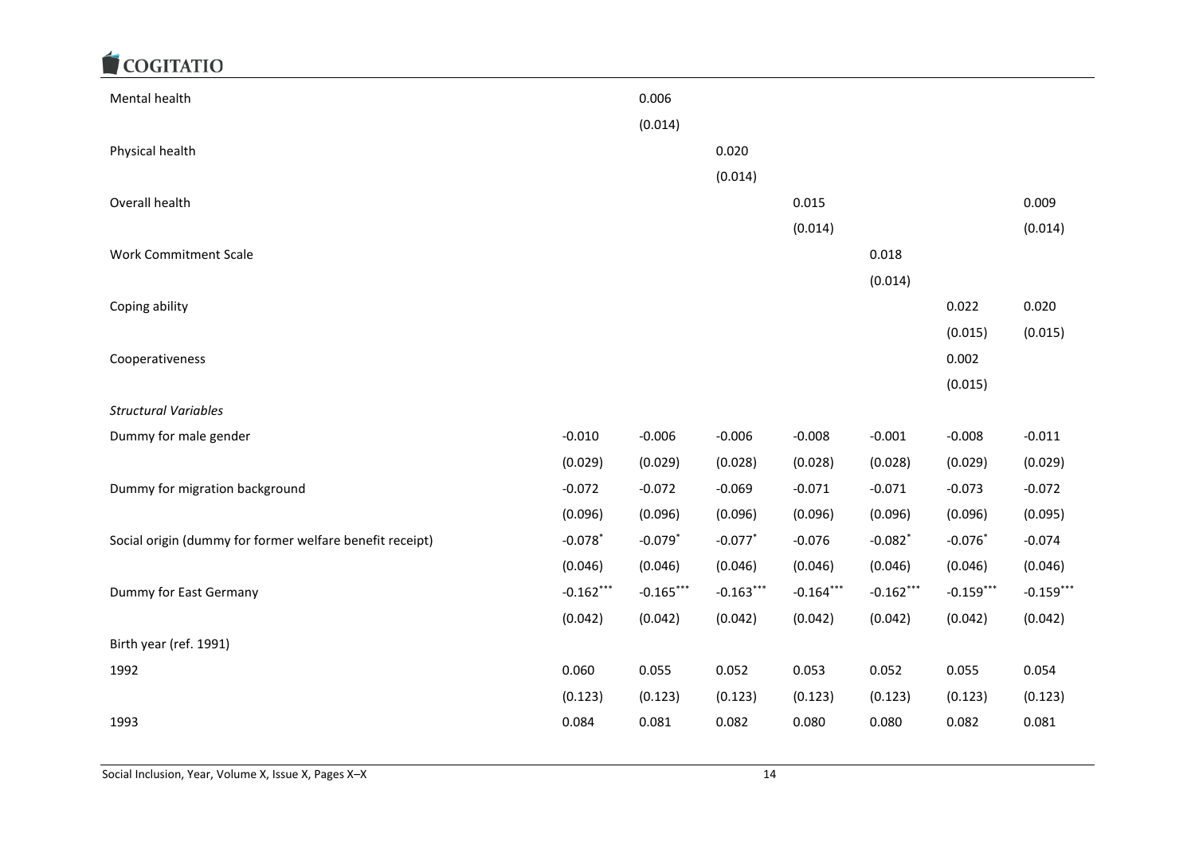| | | | | | | | |
|---|---|---|---|---|---|---|---|
| Mental health | | 0.006 | | | | | |
| | | (0.014) | | | | | |
| Physical health | | | 0.020 | | | | |
| | | | (0.014) | | | | |
| Overall health | | | | 0.015 | | | 0.009 |
| | | | | (0.014) | | | (0.014) |
| Work Commitment Scale | | | | | 0.018 | | |
| | | | | | (0.014) | | |
| Coping ability | | | | | | 0.022 | 0.020 |
| | | | | | | (0.015) | (0.015) |
| Cooperativeness | | | | | | 0.002 | |
| | | | | | | (0.015) | |
| *Structural Variables* | | | | | | | |
| Dummy for male gender | -0.010 | -0.006 | -0.006 | -0.008 | -0.001 | -0.008 | -0.011 |
| | (0.029) | (0.029) | (0.028) | (0.028) | (0.028) | (0.029) | (0.029) |
| Dummy for migration background | -0.072 | -0.072 | -0.069 | -0.071 | -0.071 | -0.073 | -0.072 |
| | (0.096) | (0.096) | (0.096) | (0.096) | (0.096) | (0.096) | (0.095) |
| Social origin (dummy for former welfare benefit receipt) | -0.078* | -0.079* | -0.077* | -0.076 | -0.082* | -0.076* | -0.074 |
| | (0.046) | (0.046) | (0.046) | (0.046) | (0.046) | (0.046) | (0.046) |
| Dummy for East Germany | -0.162*** | -0.165*** | -0.163*** | -0.164*** | -0.162*** | -0.159*** | -0.159*** |
| | (0.042) | (0.042) | (0.042) | (0.042) | (0.042) | (0.042) | (0.042) |
| Birth year (ref. 1991) | | | | | | | |
| 1992 | 0.060 | 0.055 | 0.052 | 0.053 | 0.052 | 0.055 | 0.054 |
| | (0.123) | (0.123) | (0.123) | (0.123) | (0.123) | (0.123) | (0.123) |
| 1993 | 0.084 | 0.081 | 0.082 | 0.080 | 0.080 | 0.082 | 0.081 |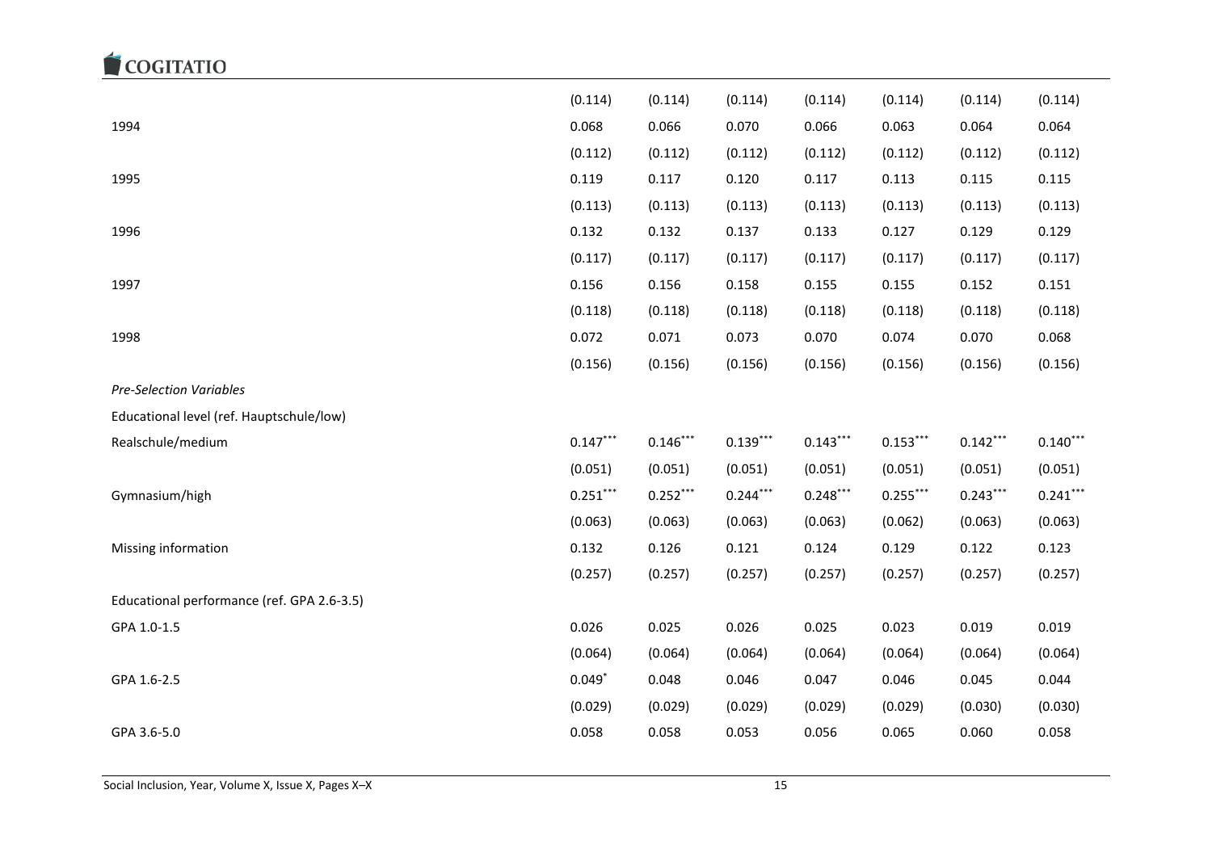| | | | | | | | |
|---|---|---|---|---|---|---|---|
| | (0.114) | (0.114) | (0.114) | (0.114) | (0.114) | (0.114) | (0.114) |
| 1994 | 0.068 | 0.066 | 0.070 | 0.066 | 0.063 | 0.064 | 0.064 |
| | (0.112) | (0.112) | (0.112) | (0.112) | (0.112) | (0.112) | (0.112) |
| 1995 | 0.119 | 0.117 | 0.120 | 0.117 | 0.113 | 0.115 | 0.115 |
| | (0.113) | (0.113) | (0.113) | (0.113) | (0.113) | (0.113) | (0.113) |
| 1996 | 0.132 | 0.132 | 0.137 | 0.133 | 0.127 | 0.129 | 0.129 |
| | (0.117) | (0.117) | (0.117) | (0.117) | (0.117) | (0.117) | (0.117) |
| 1997 | 0.156 | 0.156 | 0.158 | 0.155 | 0.155 | 0.152 | 0.151 |
| | (0.118) | (0.118) | (0.118) | (0.118) | (0.118) | (0.118) | (0.118) |
| 1998 | 0.072 | 0.071 | 0.073 | 0.070 | 0.074 | 0.070 | 0.068 |
| | (0.156) | (0.156) | (0.156) | (0.156) | (0.156) | (0.156) | (0.156) |
| *Pre-Selection Variables* | | | | | | | |
| Educational level (ref. Hauptschule/low) | | | | | | | |
| Realschule/medium | 0.147*** | 0.146*** | 0.139*** | 0.143*** | 0.153*** | 0.142*** | 0.140*** |
| | (0.051) | (0.051) | (0.051) | (0.051) | (0.051) | (0.051) | (0.051) |
| Gymnasium/high | 0.251*** | 0.252*** | 0.244*** | 0.248*** | 0.255*** | 0.243*** | 0.241*** |
| | (0.063) | (0.063) | (0.063) | (0.063) | (0.062) | (0.063) | (0.063) |
| Missing information | 0.132 | 0.126 | 0.121 | 0.124 | 0.129 | 0.122 | 0.123 |
| | (0.257) | (0.257) | (0.257) | (0.257) | (0.257) | (0.257) | (0.257) |
| Educational performance (ref. GPA 2.6-3.5) | | | | | | | |
| GPA 1.0-1.5 | 0.026 | 0.025 | 0.026 | 0.025 | 0.023 | 0.019 | 0.019 |
| | (0.064) | (0.064) | (0.064) | (0.064) | (0.064) | (0.064) | (0.064) |
| GPA 1.6-2.5 | 0.049* | 0.048 | 0.046 | 0.047 | 0.046 | 0.045 | 0.044 |
| | (0.029) | (0.029) | (0.029) | (0.029) | (0.029) | (0.030) | (0.030) |
| GPA 3.6-5.0 | 0.058 | 0.058 | 0.053 | 0.056 | 0.065 | 0.060 | 0.058 |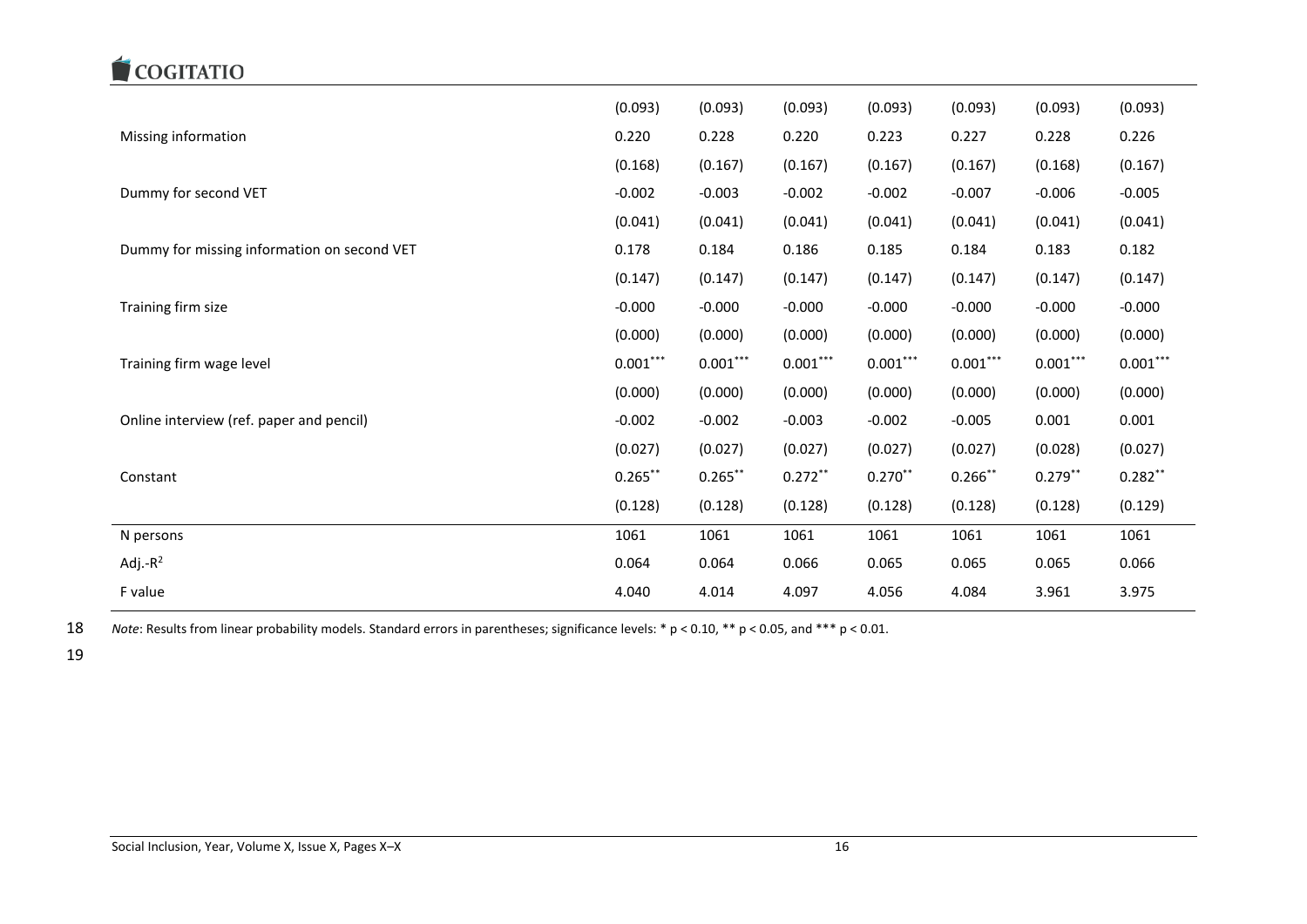| | | | | | | | |
|---|---|---|---|---|---|---|---|
| | (0.093) | (0.093) | (0.093) | (0.093) | (0.093) | (0.093) | (0.093) |
| Missing information | 0.220 | 0.228 | 0.220 | 0.223 | 0.227 | 0.228 | 0.226 |
| | (0.168) | (0.167) | (0.167) | (0.167) | (0.167) | (0.168) | (0.167) |
| Dummy for second VET | -0.002 | -0.003 | -0.002 | -0.002 | -0.007 | -0.006 | -0.005 |
| | (0.041) | (0.041) | (0.041) | (0.041) | (0.041) | (0.041) | (0.041) |
| Dummy for missing information on second VET | 0.178 | 0.184 | 0.186 | 0.185 | 0.184 | 0.183 | 0.182 |
| | (0.147) | (0.147) | (0.147) | (0.147) | (0.147) | (0.147) | (0.147) |
| Training firm size | -0.000 | -0.000 | -0.000 | -0.000 | -0.000 | -0.000 | -0.000 |
| | (0.000) | (0.000) | (0.000) | (0.000) | (0.000) | (0.000) | (0.000) |
| Training firm wage level | 0.001*** | 0.001*** | 0.001*** | 0.001*** | 0.001*** | 0.001*** | 0.001*** |
| | (0.000) | (0.000) | (0.000) | (0.000) | (0.000) | (0.000) | (0.000) |
| Online interview (ref. paper and pencil) | -0.002 | -0.002 | -0.003 | -0.002 | -0.005 | 0.001 | 0.001 |
| | (0.027) | (0.027) | (0.027) | (0.027) | (0.027) | (0.028) | (0.027) |
| Constant | 0.265** | 0.265** | 0.272** | 0.270** | 0.266** | 0.279** | 0.282** |
| | (0.128) | (0.128) | (0.128) | (0.128) | (0.128) | (0.128) | (0.129) |
| N persons | 1061 | 1061 | 1061 | 1061 | 1061 | 1061 | 1061 |
| Adj.-$R^2$ | 0.064 | 0.064 | 0.066 | 0.065 | 0.065 | 0.065 | 0.066 |
| F value | 4.040 | 4.014 | 4.097 | 4.056 | 4.084 | 3.961 | 3.975 |

*Note*: Results from linear probability models. Standard errors in parentheses; significance levels: * p < 0.10, ** p < 0.05, and *** p < 0.01.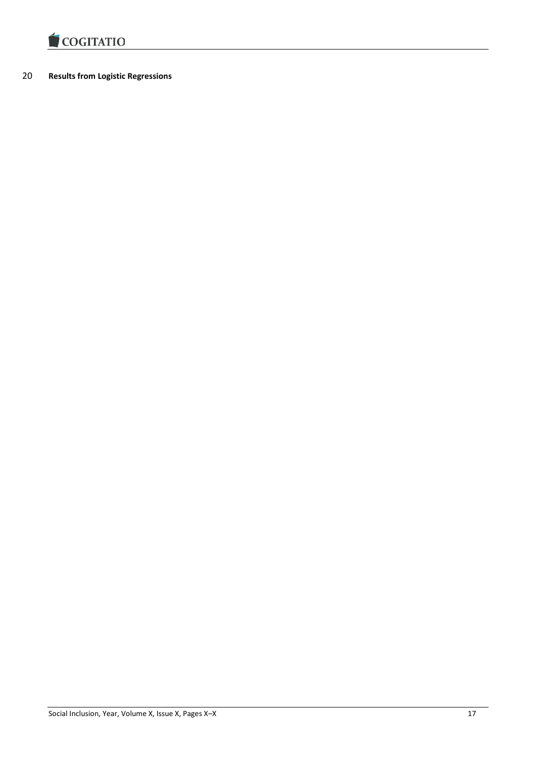**Results from Logistic Regressions**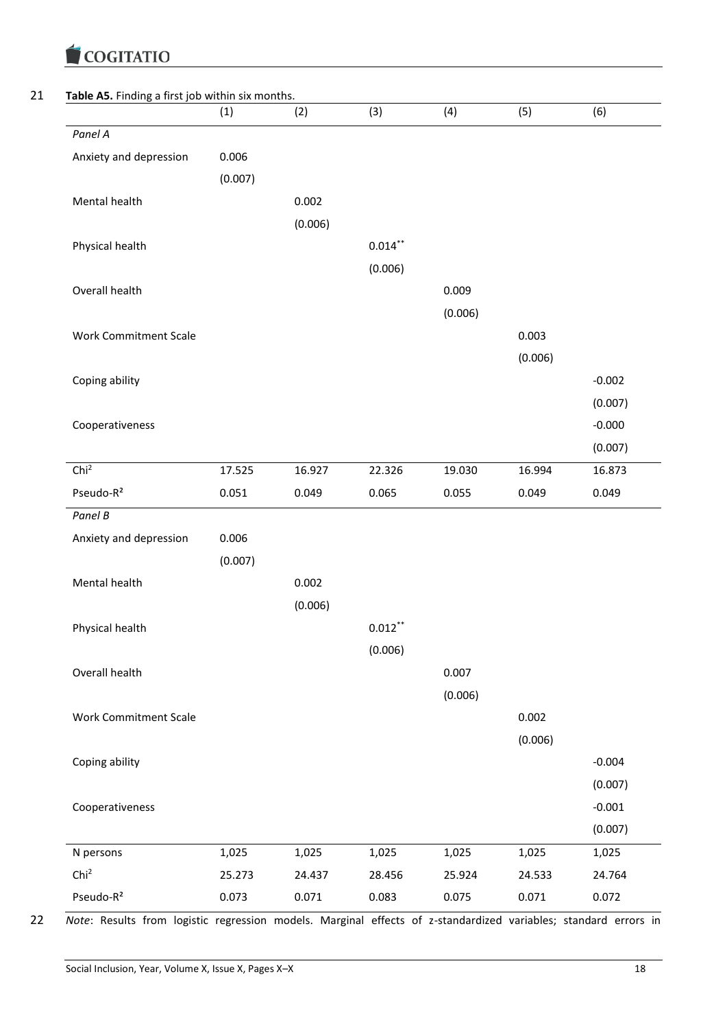**Table A5.** Finding a first job within six months.

| | (1) | (2) | (3) | (4) | (5) | (6) |
|---|---|---|---|---|---|---|
| *Panel A* | | | | | | |
| Anxiety and depression | 0.006 | | | | | |
| | (0.007) | | | | | |
| Mental health | | 0.002 | | | | |
| | | (0.006) | | | | |
| Physical health | | | 0.014** | | | |
| | | | (0.006) | | | |
| Overall health | | | | 0.009 | | |
| | | | | (0.006) | | |
| Work Commitment Scale | | | | | 0.003 | |
| | | | | | (0.006) | |
| Coping ability | | | | | | -0.002 |
| | | | | | | (0.007) |
| Cooperativeness | | | | | | -0.000 |
| | | | | | | (0.007) |
| $Chi^2$ | 17.525 | 16.927 | 22.326 | 19.030 | 16.994 | 16.873 |
| Pseudo-$R^2$ | 0.051 | 0.049 | 0.065 | 0.055 | 0.049 | 0.049 |
| *Panel B* | | | | | | |
| Anxiety and depression | 0.006 | | | | | |
| | (0.007) | | | | | |
| Mental health | | 0.002 | | | | |
| | | (0.006) | | | | |
| Physical health | | | 0.012** | | | |
| | | | (0.006) | | | |
| Overall health | | | | 0.007 | | |
| | | | | (0.006) | | |
| Work Commitment Scale | | | | | 0.002 | |
| | | | | | (0.006) | |
| Coping ability | | | | | | -0.004 |
| | | | | | | (0.007) |
| Cooperativeness | | | | | | -0.001 |
| | | | | | | (0.007) |
| N persons | 1,025 | 1,025 | 1,025 | 1,025 | 1,025 | 1,025 |
| $Chi^2$ | 25.273 | 24.437 | 28.456 | 25.924 | 24.533 | 24.764 |
| Pseudo-$R^2$ | 0.073 | 0.071 | 0.083 | 0.075 | 0.071 | 0.072 |

*Note*: Results from logistic regression models. Marginal effects of z-standardized variables; standard errors in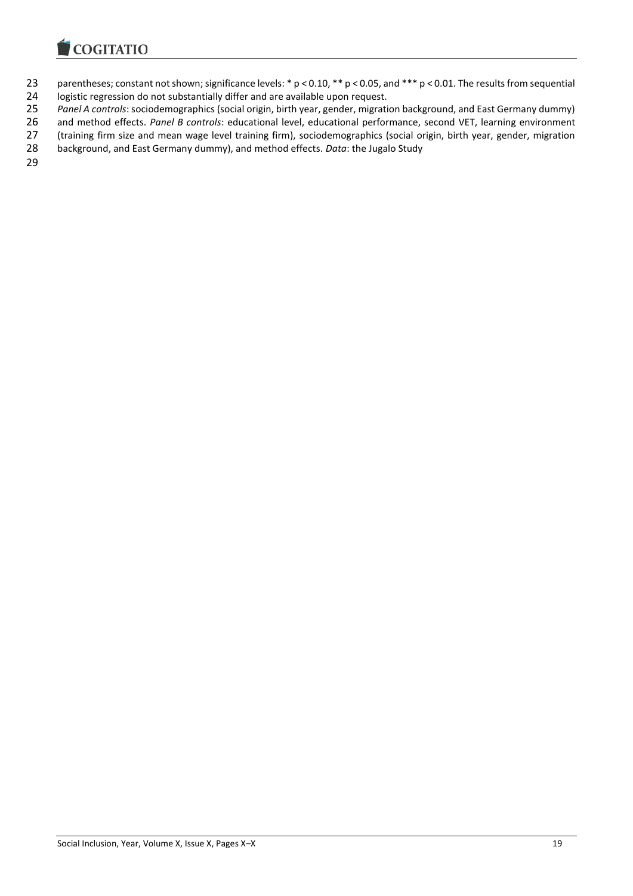parentheses; constant not shown; significance levels: * $p < 0.10$, ** $p < 0.05$, and *** $p < 0.01$. The results from sequential logistic regression do not substantially differ and are available upon request.

*Panel A controls*: sociodemographics (social origin, birth year, gender, migration background, and East Germany dummy) and method effects. *Panel B controls*: educational level, educational performance, second VET, learning environment (training firm size and mean wage level training firm), sociodemographics (social origin, birth year, gender, migration background, and East Germany dummy), and method effects. *Data*: the Jugalo Study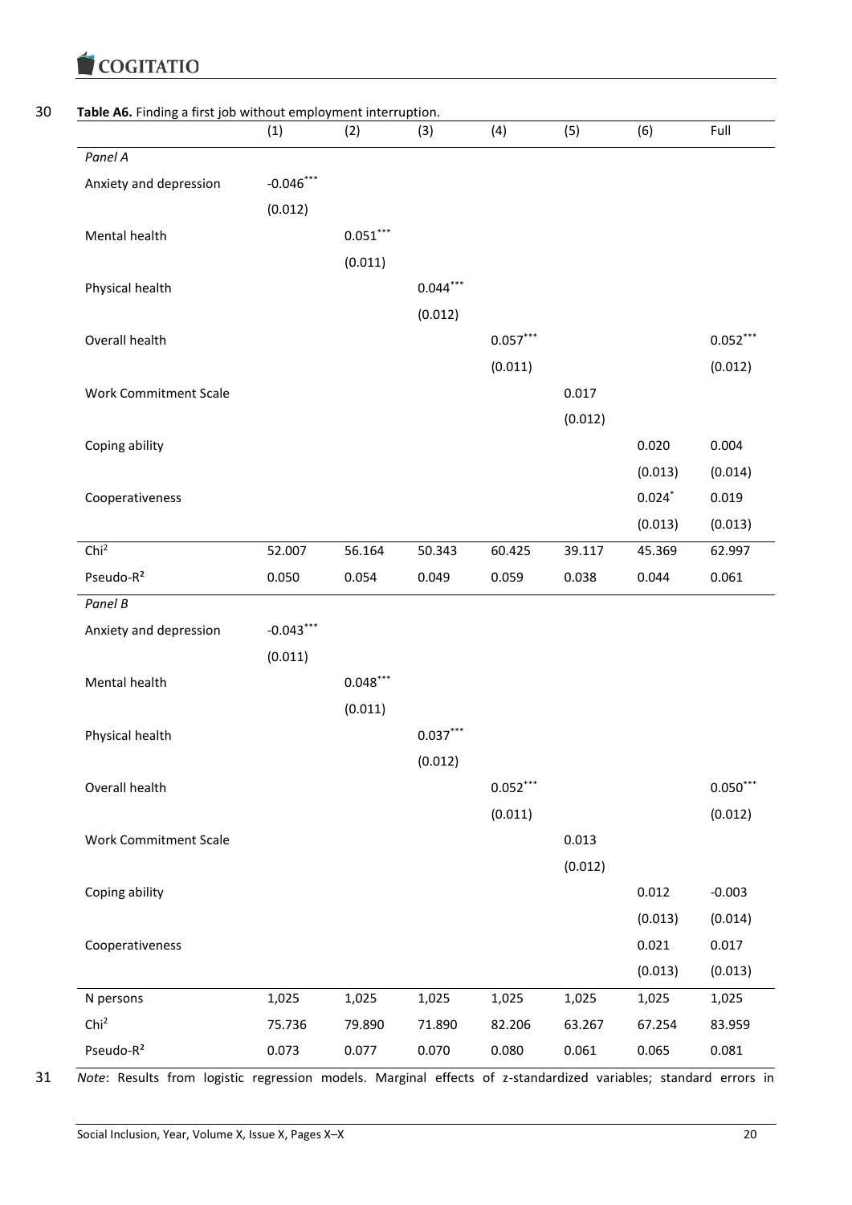**Table A6.** Finding a first job without employment interruption.

| | (1) | (2) | (3) | (4) | (5) | (6) | Full |
|---|---|---|---|---|---|---|---|
| *Panel A* | | | | | | | |
| Anxiety and depression | -0.046*** | | | | | | |
| | (0.012) | | | | | | |
| Mental health | | 0.051*** | | | | | |
| | | (0.011) | | | | | |
| Physical health | | | 0.044*** | | | | |
| | | | (0.012) | | | | |
| Overall health | | | | 0.057*** | | | 0.052*** |
| | | | | (0.011) | | | (0.012) |
| Work Commitment Scale | | | | | 0.017 | | |
| | | | | | (0.012) | | |
| Coping ability | | | | | | 0.020 | 0.004 |
| | | | | | | (0.013) | (0.014) |
| Cooperativeness | | | | | | 0.024* | 0.019 |
| | | | | | | (0.013) | (0.013) |
| $Chi^2$ | 52.007 | 56.164 | 50.343 | 60.425 | 39.117 | 45.369 | 62.997 |
| Pseudo-$R^2$ | 0.050 | 0.054 | 0.049 | 0.059 | 0.038 | 0.044 | 0.061 |
| *Panel B* | | | | | | | |
| Anxiety and depression | -0.043*** | | | | | | |
| | (0.011) | | | | | | |
| Mental health | | 0.048*** | | | | | |
| | | (0.011) | | | | | |
| Physical health | | | 0.037*** | | | | |
| | | | (0.012) | | | | |
| Overall health | | | | 0.052*** | | | 0.050*** |
| | | | | (0.011) | | | (0.012) |
| Work Commitment Scale | | | | | 0.013 | | |
| | | | | | (0.012) | | |
| Coping ability | | | | | | 0.012 | -0.003 |
| | | | | | | (0.013) | (0.014) |
| Cooperativeness | | | | | | 0.021 | 0.017 |
| | | | | | | (0.013) | (0.013) |
| N persons | 1,025 | 1,025 | 1,025 | 1,025 | 1,025 | 1,025 | 1,025 |
| $Chi^2$ | 75.736 | 79.890 | 71.890 | 82.206 | 63.267 | 67.254 | 83.959 |
| Pseudo-$R^2$ | 0.073 | 0.077 | 0.070 | 0.080 | 0.061 | 0.065 | 0.081 |

*Note*: Results from logistic regression models. Marginal effects of z-standardized variables; standard errors in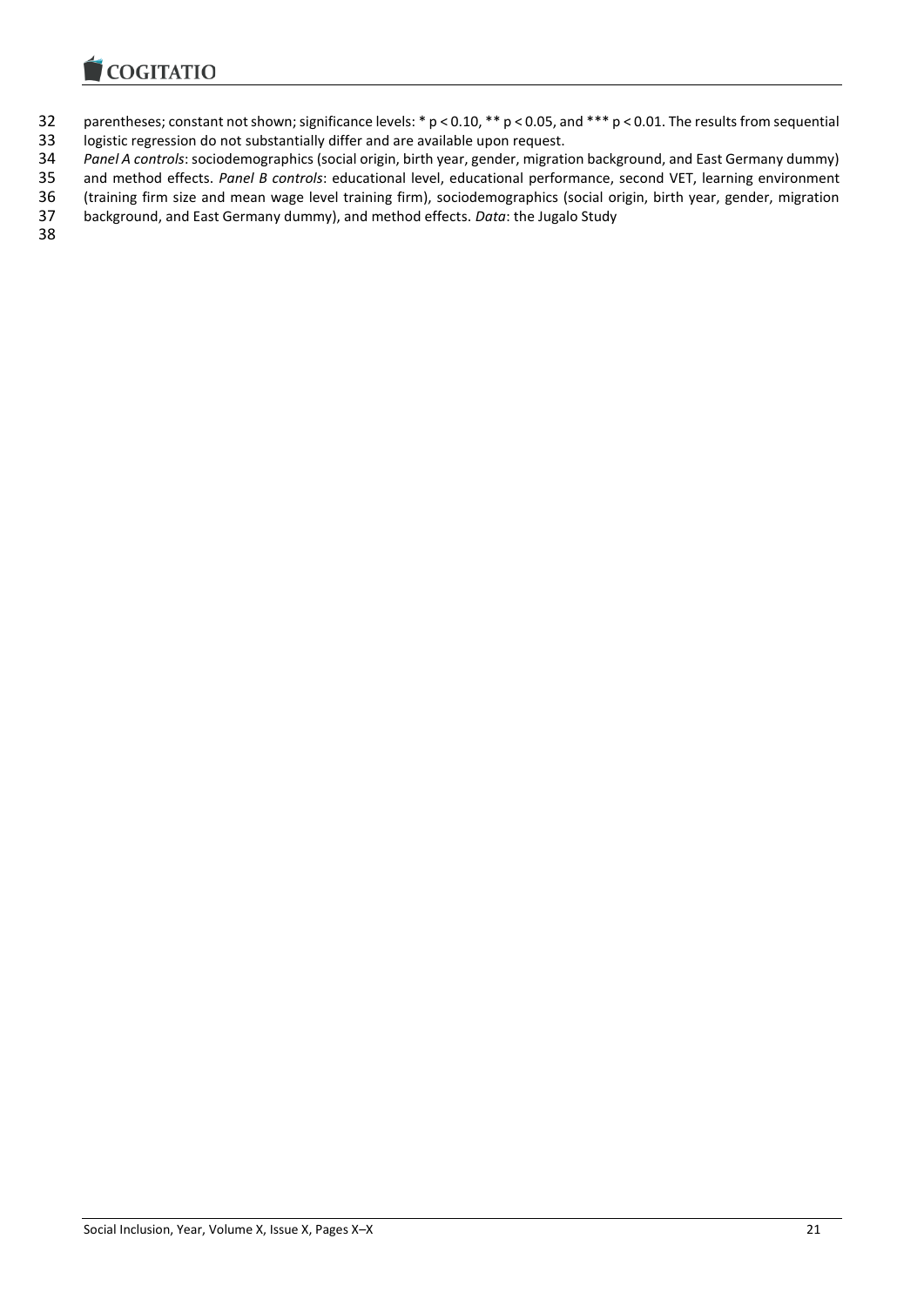parentheses; constant not shown; significance levels: * $p < 0.10$, ** $p < 0.05$, and *** $p < 0.01$. The results from sequential logistic regression do not substantially differ and are available upon request.

*Panel A controls*: sociodemographics (social origin, birth year, gender, migration background, and East Germany dummy) and method effects. *Panel B controls*: educational level, educational performance, second VET, learning environment (training firm size and mean wage level training firm), sociodemographics (social origin, birth year, gender, migration background, and East Germany dummy), and method effects. *Data*: the Jugalo Study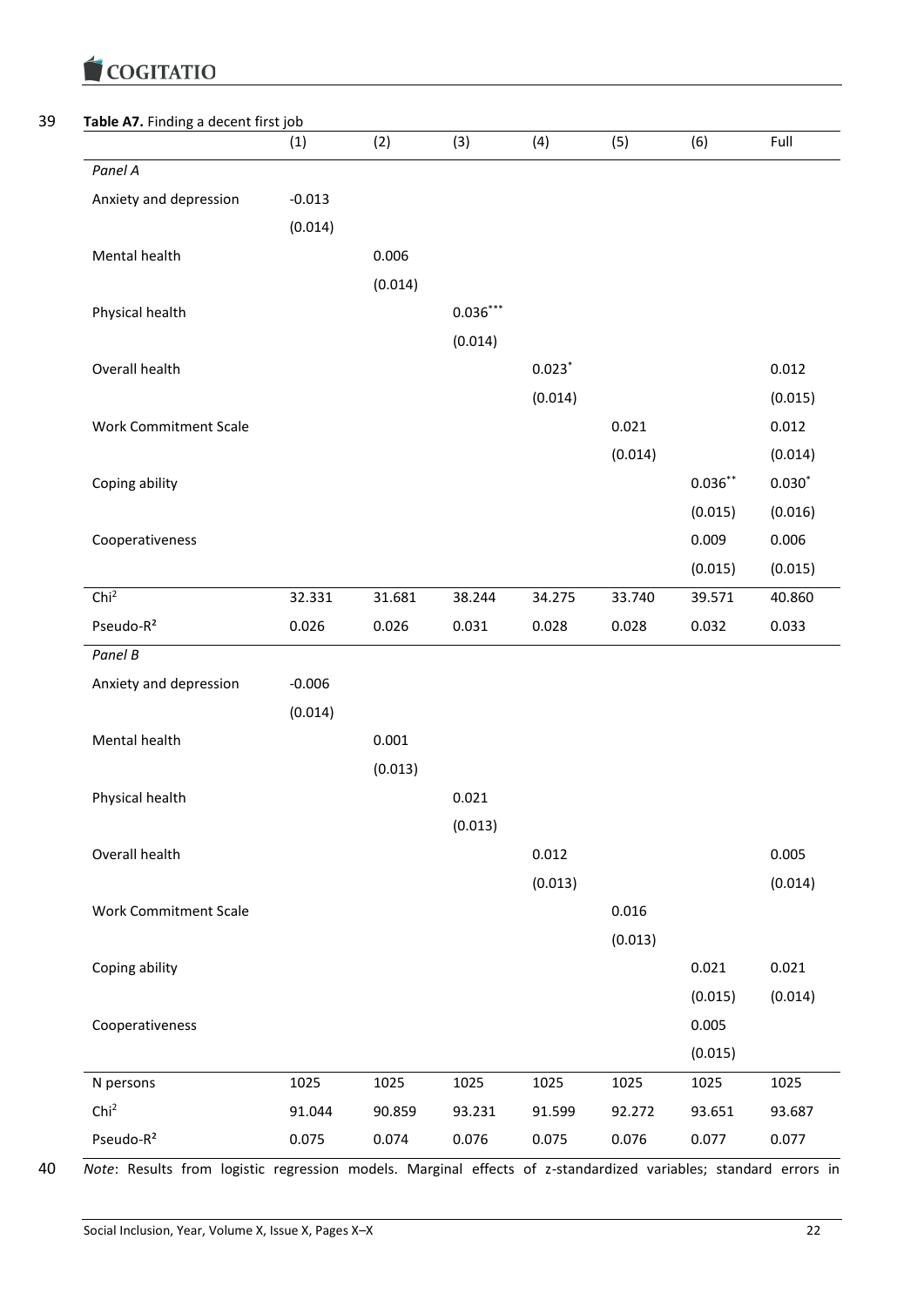**Table A7.** Finding a decent first job

| | (1) | (2) | (3) | (4) | (5) | (6) | Full |
|---|---|---|---|---|---|---|---|
| *Panel A* | | | | | | | |
| Anxiety and depression | -0.013 | | | | | | |
| | (0.014) | | | | | | |
| Mental health | | 0.006 | | | | | |
| | | (0.014) | | | | | |
| Physical health | | | 0.036*** | | | | |
| | | | (0.014) | | | | |
| Overall health | | | | 0.023* | | | 0.012 |
| | | | | (0.014) | | | (0.015) |
| Work Commitment Scale | | | | | 0.021 | | 0.012 |
| | | | | | (0.014) | | (0.014) |
| Coping ability | | | | | | 0.036** | 0.030* |
| | | | | | | (0.015) | (0.016) |
| Cooperativeness | | | | | | 0.009 | 0.006 |
| | | | | | | (0.015) | (0.015) |
| $Chi^2$ | 32.331 | 31.681 | 38.244 | 34.275 | 33.740 | 39.571 | 40.860 |
| Pseudo-$R^2$ | 0.026 | 0.026 | 0.031 | 0.028 | 0.028 | 0.032 | 0.033 |
| *Panel B* | | | | | | | |
| Anxiety and depression | -0.006 | | | | | | |
| | (0.014) | | | | | | |
| Mental health | | 0.001 | | | | | |
| | | (0.013) | | | | | |
| Physical health | | | 0.021 | | | | |
| | | | (0.013) | | | | |
| Overall health | | | | 0.012 | | | 0.005 |
| | | | | (0.013) | | | (0.014) |
| Work Commitment Scale | | | | | 0.016 | | |
| | | | | | (0.013) | | |
| Coping ability | | | | | | 0.021 | 0.021 |
| | | | | | | (0.015) | (0.014) |
| Cooperativeness | | | | | | 0.005 | |
| | | | | | | (0.015) | |
| N persons | 1025 | 1025 | 1025 | 1025 | 1025 | 1025 | 1025 |
| $Chi^2$ | 91.044 | 90.859 | 93.231 | 91.599 | 92.272 | 93.651 | 93.687 |
| Pseudo-$R^2$ | 0.075 | 0.074 | 0.076 | 0.075 | 0.076 | 0.077 | 0.077 |

*Note*: Results from logistic regression models. Marginal effects of z-standardized variables; standard errors in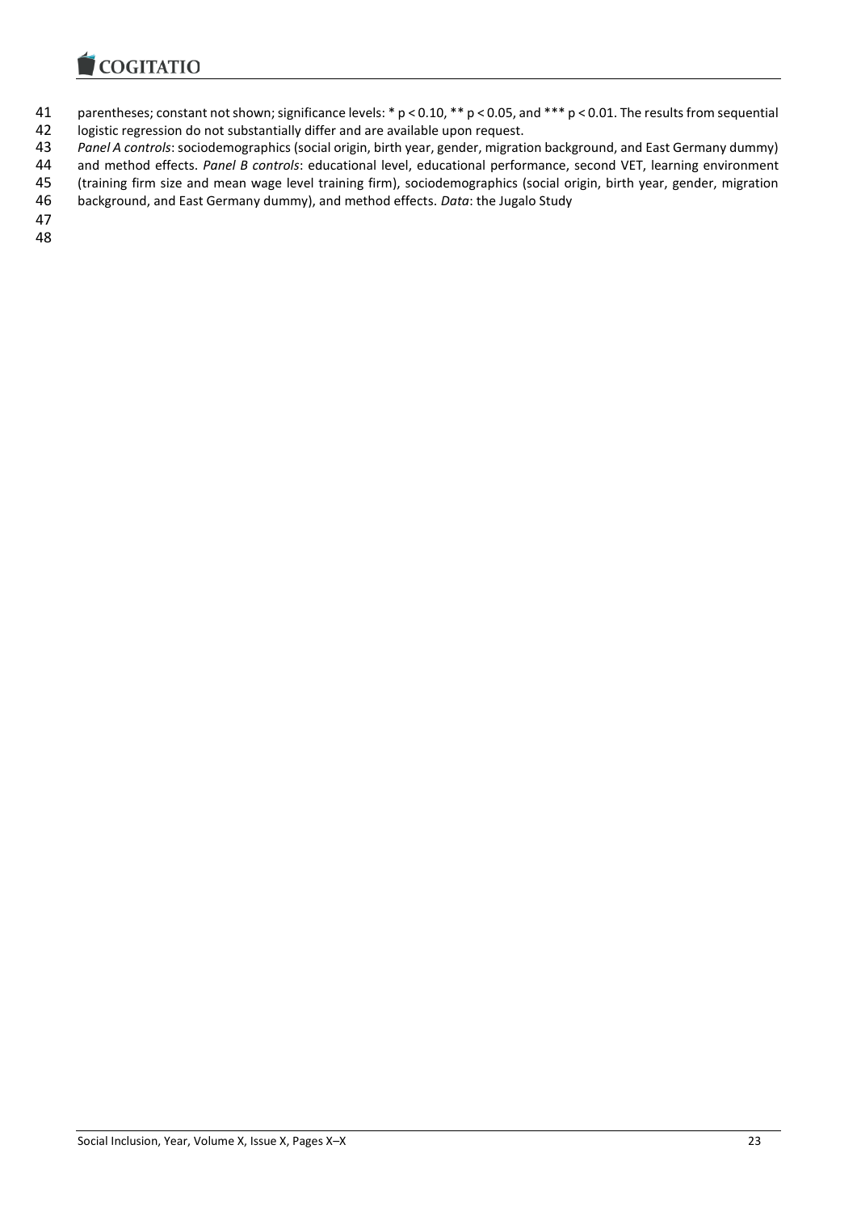parentheses; constant not shown; significance levels: * $p < 0.10$, ** $p < 0.05$, and *** $p < 0.01$. The results from sequential logistic regression do not substantially differ and are available upon request.

*Panel A controls*: sociodemographics (social origin, birth year, gender, migration background, and East Germany dummy) and method effects. *Panel B controls*: educational level, educational performance, second VET, learning environment (training firm size and mean wage level training firm), sociodemographics (social origin, birth year, gender, migration background, and East Germany dummy), and method effects. *Data*: the Jugalo Study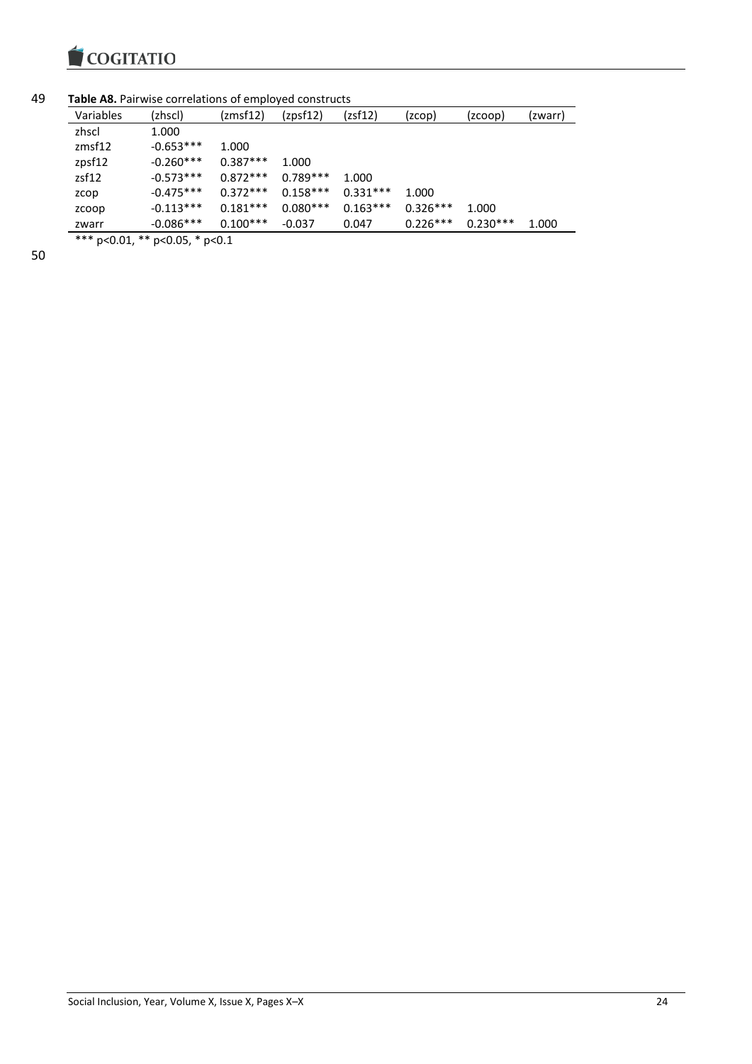**Table A8.** Pairwise correlations of employed constructs

| Variables | (zhscl) | (zmsf12) | (zpsf12) | (zsf12) | (zcop) | (zcoop) | (zwarr) |
|---|---|---|---|---|---|---|---|
| zhscl | 1.000 | | | | | | |
| zmsf12 | -0.653*** | 1.000 | | | | | |
| zpsf12 | -0.260*** | 0.387*** | 1.000 | | | | |
| zsf12 | -0.573*** | 0.872*** | 0.789*** | 1.000 | | | |
| zcop | -0.475*** | 0.372*** | 0.158*** | 0.331*** | 1.000 | | |
| zcoop | -0.113*** | 0.181*** | 0.080*** | 0.163*** | 0.326*** | 1.000 | |
| zwarr | -0.086*** | 0.100*** | -0.037 | 0.047 | 0.226*** | 0.230*** | 1.000 |

*** p<0.01, ** p<0.05, * p<0.1